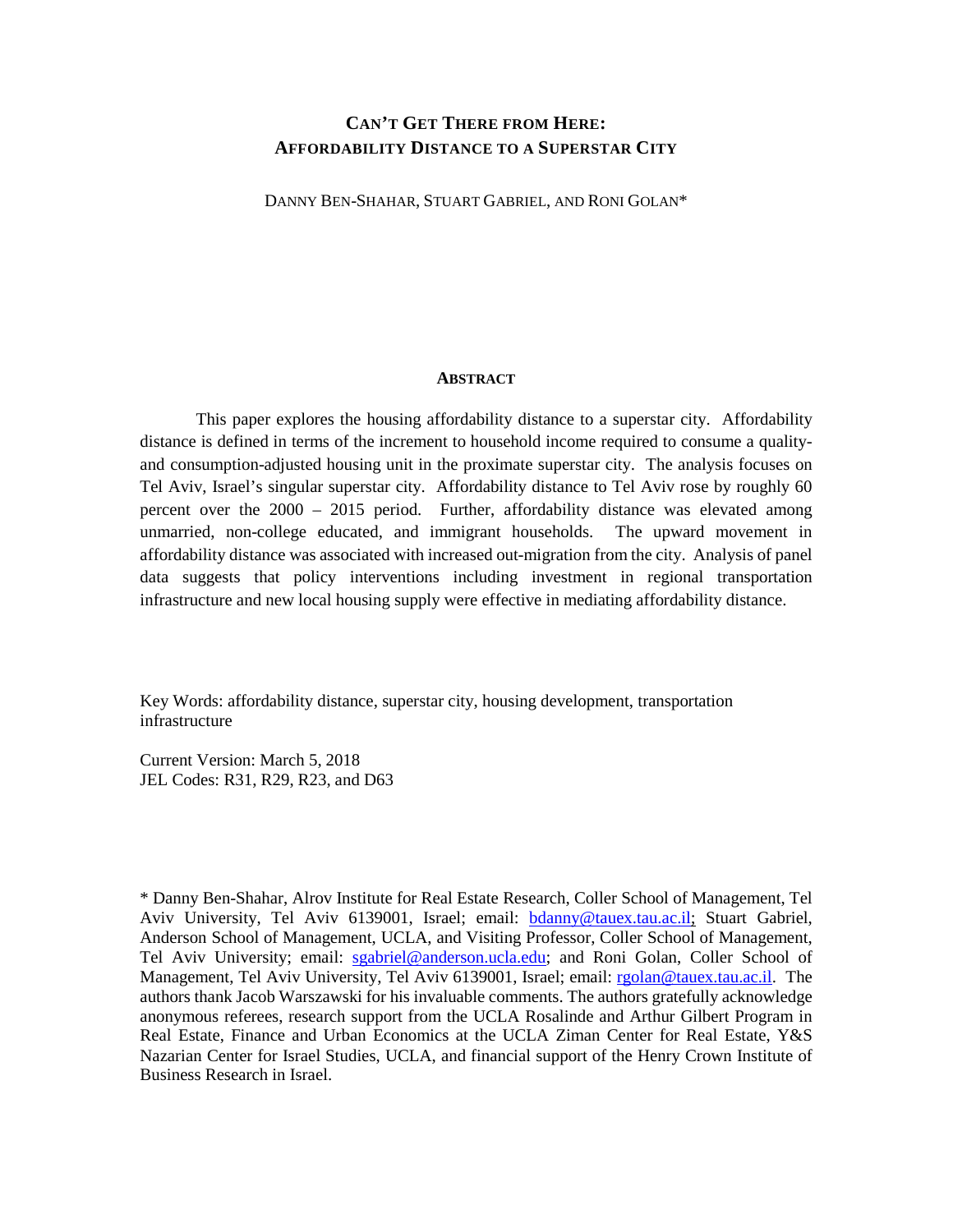# CAN'T GET THERE FROM HERE: AFFORDABILITY DISTANCE TO A SUPERSTAR CITY

DANNY BEN-SHAHAR, STUART GABRIEL, AND RONI GOLAN*

## ABSTRACT

This paper explores the housing affordability distance to a superstar city. Affordability distance is defined in terms of the increment to household income required to consume a quality- and consumption-adjusted housing unit in the proximate superstar city. The analysis focuses on Tel Aviv, Israel's singular superstar city. Affordability distance to Tel Aviv rose by roughly 60 percent over the 2000 – 2015 period. Further, affordability distance was elevated among unmarried, non-college educated, and immigrant households. The upward movement in affordability distance was associated with increased out-migration from the city. Analysis of panel data suggests that policy interventions including investment in regional transportation infrastructure and new local housing supply were effective in mediating affordability distance.

Key Words: affordability distance, superstar city, housing development, transportation infrastructure

Current Version: March 5, 2018
JEL Codes: R31, R29, R23, and D63

\* Danny Ben-Shahar, Alrov Institute for Real Estate Research, Coller School of Management, Tel Aviv University, Tel Aviv 6139001, Israel; email: bdanny@tauex.tau.ac.il; Stuart Gabriel, Anderson School of Management, UCLA, and Visiting Professor, Coller School of Management, Tel Aviv University; email: sgabriel@anderson.ucla.edu; and Roni Golan, Coller School of Management, Tel Aviv University, Tel Aviv 6139001, Israel; email: rgolan@tauex.tau.ac.il. The authors thank Jacob Warszawski for his invaluable comments. The authors gratefully acknowledge anonymous referees, research support from the UCLA Rosalinde and Arthur Gilbert Program in Real Estate, Finance and Urban Economics at the UCLA Ziman Center for Real Estate, Y&S Nazarian Center for Israel Studies, UCLA, and financial support of the Henry Crown Institute of Business Research in Israel.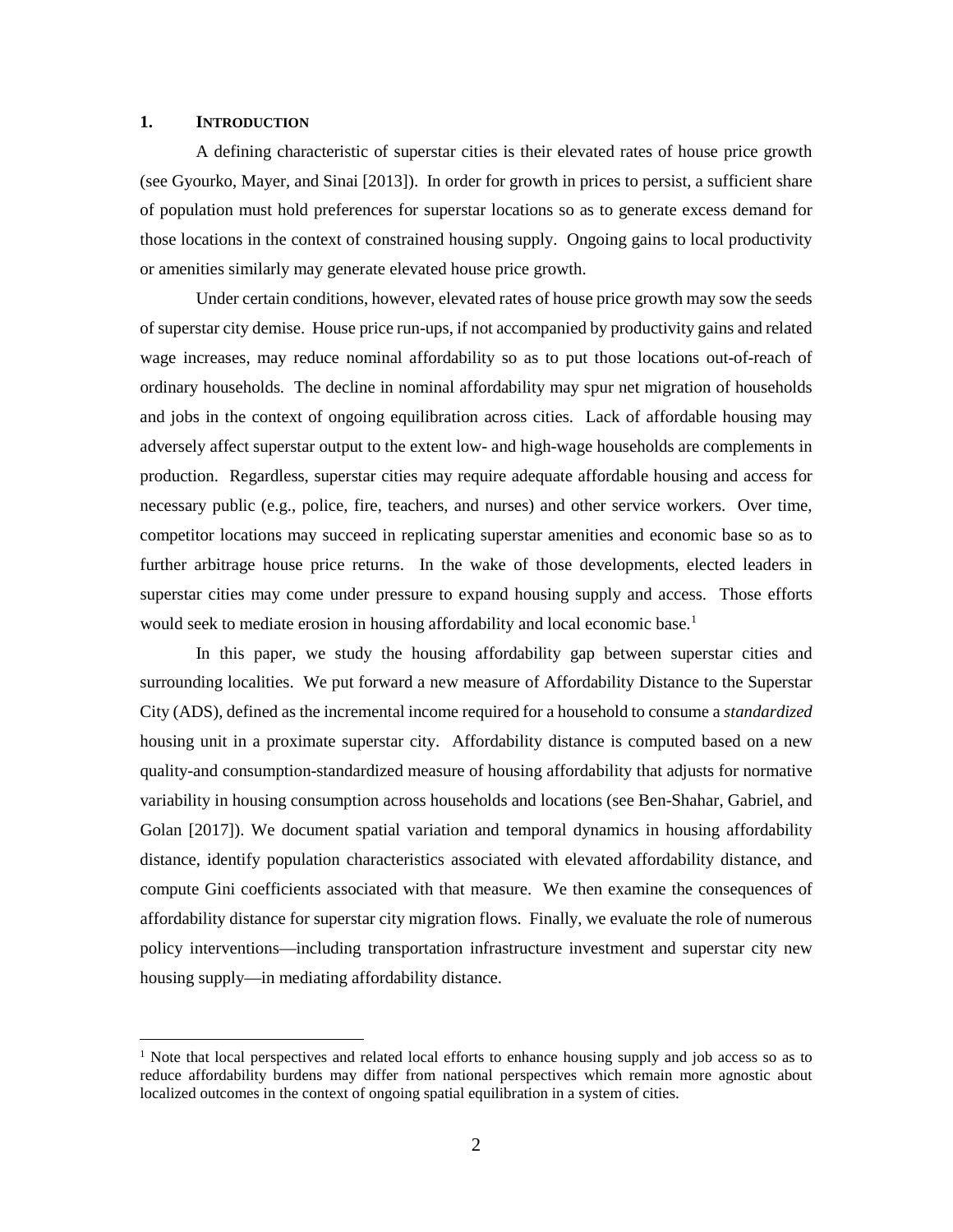## 1. INTRODUCTION

A defining characteristic of superstar cities is their elevated rates of house price growth (see Gyourko, Mayer, and Sinai [2013]). In order for growth in prices to persist, a sufficient share of population must hold preferences for superstar locations so as to generate excess demand for those locations in the context of constrained housing supply. Ongoing gains to local productivity or amenities similarly may generate elevated house price growth.

Under certain conditions, however, elevated rates of house price growth may sow the seeds of superstar city demise. House price run-ups, if not accompanied by productivity gains and related wage increases, may reduce nominal affordability so as to put those locations out-of-reach of ordinary households. The decline in nominal affordability may spur net migration of households and jobs in the context of ongoing equilibration across cities. Lack of affordable housing may adversely affect superstar output to the extent low- and high-wage households are complements in production. Regardless, superstar cities may require adequate affordable housing and access for necessary public (e.g., police, fire, teachers, and nurses) and other service workers. Over time, competitor locations may succeed in replicating superstar amenities and economic base so as to further arbitrage house price returns. In the wake of those developments, elected leaders in superstar cities may come under pressure to expand housing supply and access. Those efforts would seek to mediate erosion in housing affordability and local economic base.[1]

In this paper, we study the housing affordability gap between superstar cities and surrounding localities. We put forward a new measure of Affordability Distance to the Superstar City (ADS), defined as the incremental income required for a household to consume a *standardized* housing unit in a proximate superstar city. Affordability distance is computed based on a new quality-and consumption-standardized measure of housing affordability that adjusts for normative variability in housing consumption across households and locations (see Ben-Shahar, Gabriel, and Golan [2017]). We document spatial variation and temporal dynamics in housing affordability distance, identify population characteristics associated with elevated affordability distance, and compute Gini coefficients associated with that measure. We then examine the consequences of affordability distance for superstar city migration flows. Finally, we evaluate the role of numerous policy interventions—including transportation infrastructure investment and superstar city new housing supply—in mediating affordability distance.

[1] Note that local perspectives and related local efforts to enhance housing supply and job access so as to reduce affordability burdens may differ from national perspectives which remain more agnostic about localized outcomes in the context of ongoing spatial equilibration in a system of cities.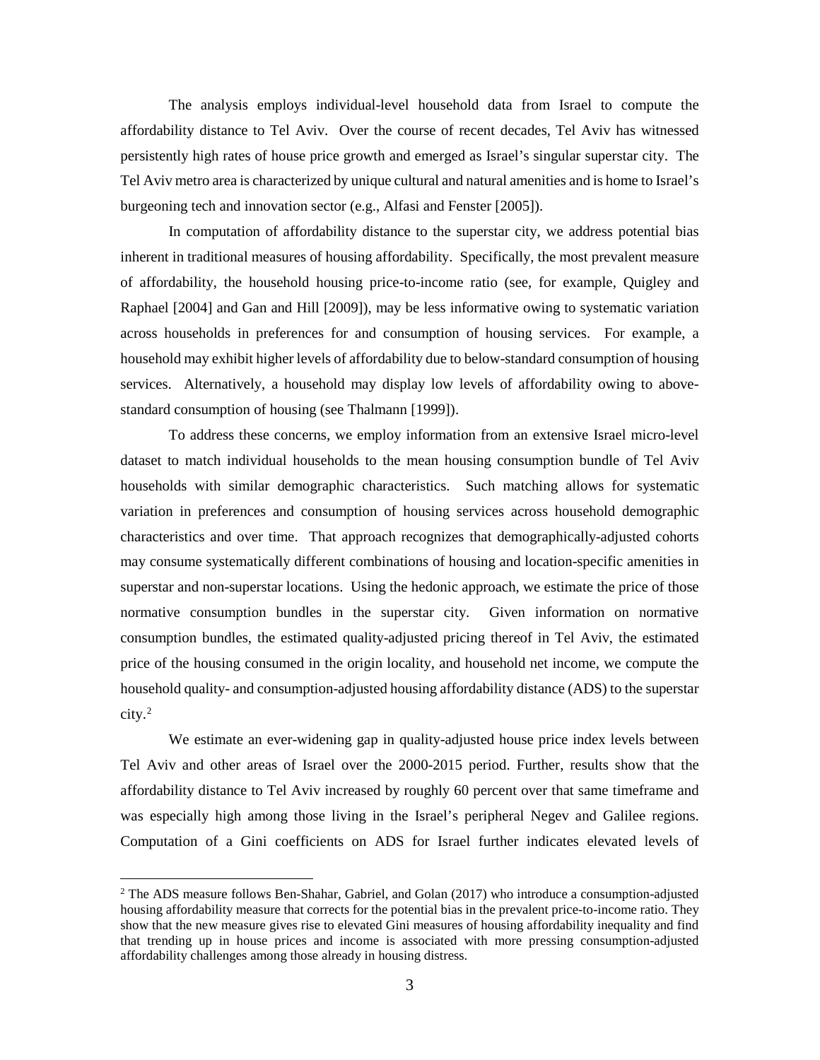The analysis employs individual-level household data from Israel to compute the affordability distance to Tel Aviv. Over the course of recent decades, Tel Aviv has witnessed persistently high rates of house price growth and emerged as Israel's singular superstar city. The Tel Aviv metro area is characterized by unique cultural and natural amenities and is home to Israel's burgeoning tech and innovation sector (e.g., Alfasi and Fenster [2005]).

In computation of affordability distance to the superstar city, we address potential bias inherent in traditional measures of housing affordability. Specifically, the most prevalent measure of affordability, the household housing price-to-income ratio (see, for example, Quigley and Raphael [2004] and Gan and Hill [2009]), may be less informative owing to systematic variation across households in preferences for and consumption of housing services. For example, a household may exhibit higher levels of affordability due to below-standard consumption of housing services. Alternatively, a household may display low levels of affordability owing to above-standard consumption of housing (see Thalmann [1999]).

To address these concerns, we employ information from an extensive Israel micro-level dataset to match individual households to the mean housing consumption bundle of Tel Aviv households with similar demographic characteristics. Such matching allows for systematic variation in preferences and consumption of housing services across household demographic characteristics and over time. That approach recognizes that demographically-adjusted cohorts may consume systematically different combinations of housing and location-specific amenities in superstar and non-superstar locations. Using the hedonic approach, we estimate the price of those normative consumption bundles in the superstar city. Given information on normative consumption bundles, the estimated quality-adjusted pricing thereof in Tel Aviv, the estimated price of the housing consumed in the origin locality, and household net income, we compute the household quality- and consumption-adjusted housing affordability distance (ADS) to the superstar city.[2]

We estimate an ever-widening gap in quality-adjusted house price index levels between Tel Aviv and other areas of Israel over the 2000-2015 period. Further, results show that the affordability distance to Tel Aviv increased by roughly 60 percent over that same timeframe and was especially high among those living in the Israel's peripheral Negev and Galilee regions. Computation of a Gini coefficients on ADS for Israel further indicates elevated levels of

[2] The ADS measure follows Ben-Shahar, Gabriel, and Golan (2017) who introduce a consumption-adjusted housing affordability measure that corrects for the potential bias in the prevalent price-to-income ratio. They show that the new measure gives rise to elevated Gini measures of housing affordability inequality and find that trending up in house prices and income is associated with more pressing consumption-adjusted affordability challenges among those already in housing distress.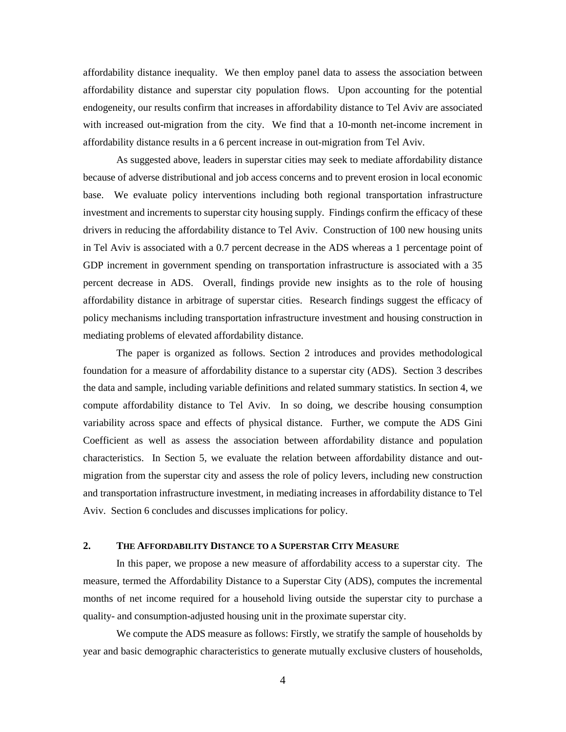affordability distance inequality. We then employ panel data to assess the association between affordability distance and superstar city population flows. Upon accounting for the potential endogeneity, our results confirm that increases in affordability distance to Tel Aviv are associated with increased out-migration from the city. We find that a 10-month net-income increment in affordability distance results in a 6 percent increase in out-migration from Tel Aviv.

As suggested above, leaders in superstar cities may seek to mediate affordability distance because of adverse distributional and job access concerns and to prevent erosion in local economic base. We evaluate policy interventions including both regional transportation infrastructure investment and increments to superstar city housing supply. Findings confirm the efficacy of these drivers in reducing the affordability distance to Tel Aviv. Construction of 100 new housing units in Tel Aviv is associated with a 0.7 percent decrease in the ADS whereas a 1 percentage point of GDP increment in government spending on transportation infrastructure is associated with a 35 percent decrease in ADS. Overall, findings provide new insights as to the role of housing affordability distance in arbitrage of superstar cities. Research findings suggest the efficacy of policy mechanisms including transportation infrastructure investment and housing construction in mediating problems of elevated affordability distance.

The paper is organized as follows. Section 2 introduces and provides methodological foundation for a measure of affordability distance to a superstar city (ADS). Section 3 describes the data and sample, including variable definitions and related summary statistics. In section 4, we compute affordability distance to Tel Aviv. In so doing, we describe housing consumption variability across space and effects of physical distance. Further, we compute the ADS Gini Coefficient as well as assess the association between affordability distance and population characteristics. In Section 5, we evaluate the relation between affordability distance and out-migration from the superstar city and assess the role of policy levers, including new construction and transportation infrastructure investment, in mediating increases in affordability distance to Tel Aviv. Section 6 concludes and discusses implications for policy.

## 2. THE AFFORDABILITY DISTANCE TO A SUPERSTAR CITY MEASURE

In this paper, we propose a new measure of affordability access to a superstar city. The measure, termed the Affordability Distance to a Superstar City (ADS), computes the incremental months of net income required for a household living outside the superstar city to purchase a quality- and consumption-adjusted housing unit in the proximate superstar city.

We compute the ADS measure as follows: Firstly, we stratify the sample of households by year and basic demographic characteristics to generate mutually exclusive clusters of households,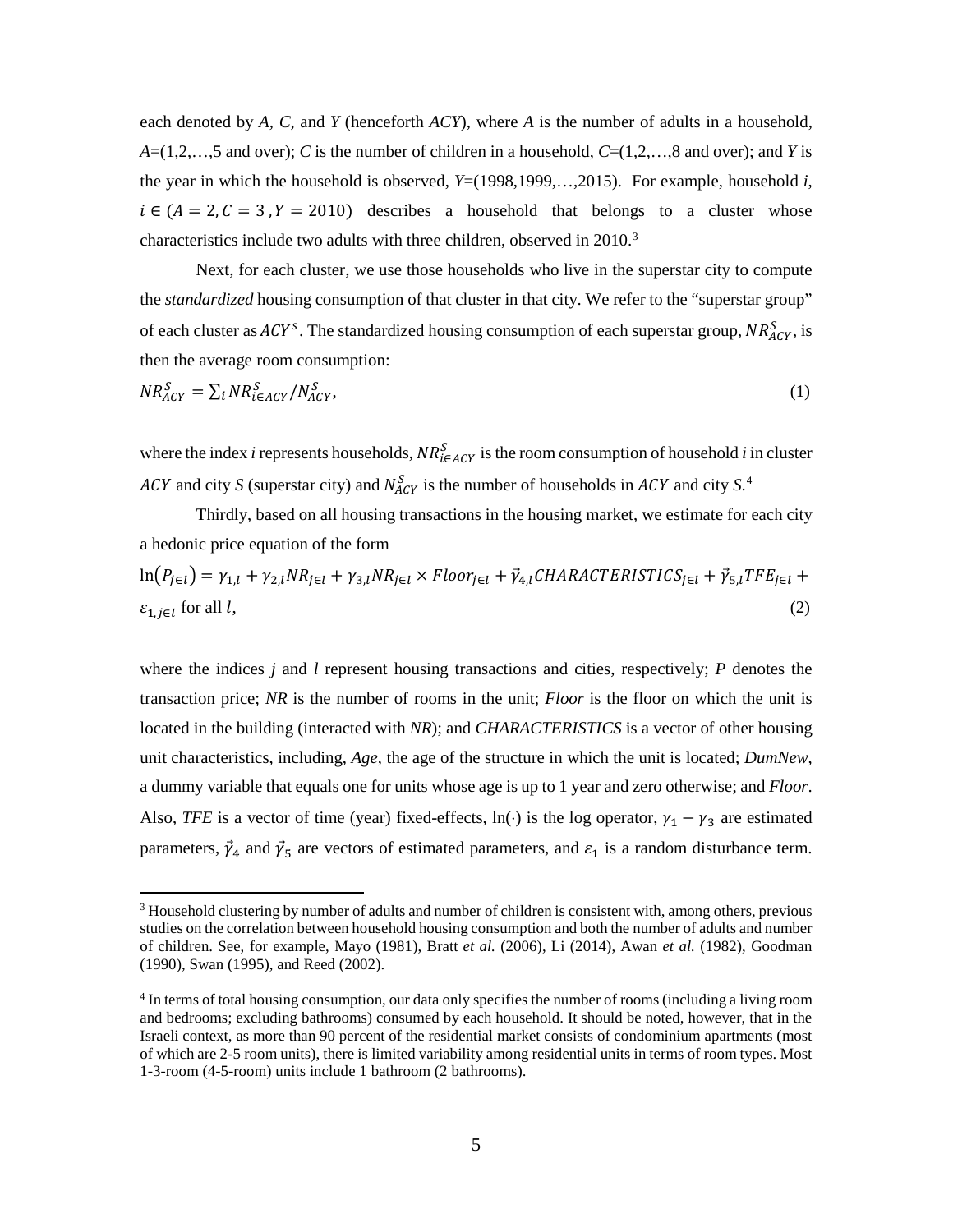each denoted by *A, C,* and *Y* (henceforth *ACY*), where *A* is the number of adults in a household, *A*=(1,2,…,5 and over); *C* is the number of children in a household, *C*=(1,2,…,8 and over); and *Y* is the year in which the household is observed, *Y*=(1998,1999,…,2015). For example, household *i*, $i \in (A = 2, C = 3, Y = 2010)$ describes a household that belongs to a cluster whose characteristics include two adults with three children, observed in 2010.[3]

Next, for each cluster, we use those households who live in the superstar city to compute the *standardized* housing consumption of that cluster in that city. We refer to the "superstar group" of each cluster as $ACY^s$. The standardized housing consumption of each superstar group, $NR^S_{ACY}$, is then the average room consumption:

$$NR^S_{ACY} = \sum_i NR^S_{i \in ACY} / N^S_{ACY}, \tag{1}$$

where the index *i* represents households, $NR^S_{i \in ACY}$ is the room consumption of household *i* in cluster $ACY$ and city *S* (superstar city) and $N^S_{ACY}$ is the number of households in $ACY$ and city *S*.[4]

Thirdly, based on all housing transactions in the housing market, we estimate for each city a hedonic price equation of the form

$$\ln(P_{j \in l}) = \gamma_{1,l} + \gamma_{2,l} NR_{j \in l} + \gamma_{3,l} NR_{j \in l} \times Floor_{j \in l} + \vec{\gamma}_{4,l} CHARACTERISTICS_{j \in l} + \vec{\gamma}_{5,l} TFE_{j \in l} + \varepsilon_{1,j \in l} \text{ for all } l, \tag{2}$$

where the indices *j* and *l* represent housing transactions and cities, respectively; *P* denotes the transaction price; *NR* is the number of rooms in the unit; *Floor* is the floor on which the unit is located in the building (interacted with *NR*); and *CHARACTERISTICS* is a vector of other housing unit characteristics, including, *Age*, the age of the structure in which the unit is located; *DumNew*, a dummy variable that equals one for units whose age is up to 1 year and zero otherwise; and *Floor*. Also, *TFE* is a vector of time (year) fixed-effects, ln(·) is the log operator, $\gamma_1 - \gamma_3$ are estimated parameters, $\vec{\gamma}_4$ and $\vec{\gamma}_5$ are vectors of estimated parameters, and $\varepsilon_1$ is a random disturbance term.

---

[3] Household clustering by number of adults and number of children is consistent with, among others, previous studies on the correlation between household housing consumption and both the number of adults and number of children. See, for example, Mayo (1981), Bratt *et al.* (2006), Li (2014), Awan *et al.* (1982), Goodman (1990), Swan (1995), and Reed (2002).

[4] In terms of total housing consumption, our data only specifies the number of rooms (including a living room and bedrooms; excluding bathrooms) consumed by each household. It should be noted, however, that in the Israeli context, as more than 90 percent of the residential market consists of condominium apartments (most of which are 2-5 room units), there is limited variability among residential units in terms of room types. Most 1-3-room (4-5-room) units include 1 bathroom (2 bathrooms).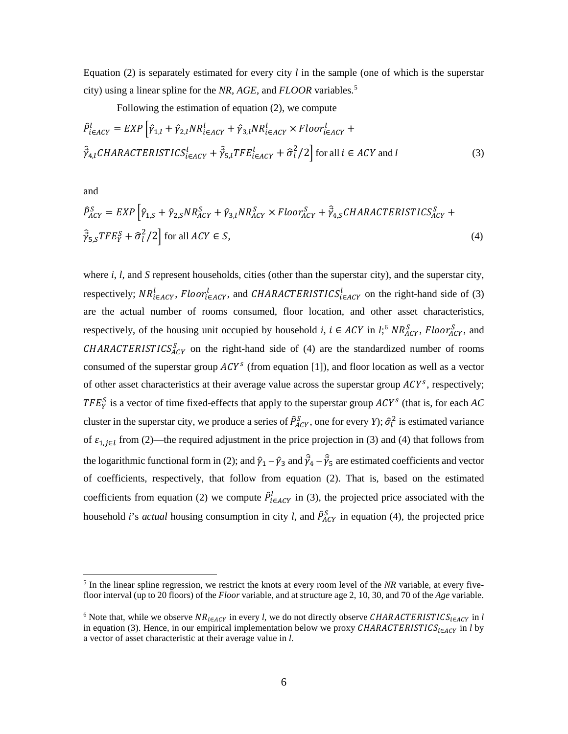Equation (2) is separately estimated for every city $l$ in the sample (one of which is the superstar city) using a linear spline for the *NR*, *AGE*, and *FLOOR* variables.[5]

Following the estimation of equation (2), we compute

$$\hat{P}^{l}_{i\in ACY} = EXP\Big[\hat{\gamma}_{1,l} + \hat{\gamma}_{2,l}NR^{l}_{i\in ACY} + \hat{\gamma}_{3,l}NR^{l}_{i\in ACY} \times Floor^{l}_{i\in ACY} + \hat{\vec{\gamma}}_{4,l}CHARACTERISTICS^{l}_{i\in ACY} + \hat{\vec{\gamma}}_{5,l}TFE^{l}_{i\in ACY} + \hat{\sigma}^{2}_{l}/2\Big] \text{ for all } i \in ACY \text{ and } l \tag{3}$$

and

$$\hat{P}^{S}_{ACY} = EXP\Big[\hat{\gamma}_{1,S} + \hat{\gamma}_{2,S}NR^{S}_{ACY} + \hat{\gamma}_{3,l}NR^{S}_{ACY} \times Floor^{S}_{ACY} + \hat{\vec{\gamma}}_{4,S}CHARACTERISTICS^{S}_{ACY} + \hat{\vec{\gamma}}_{5,S}TFE^{S}_{Y} + \hat{\sigma}^{2}_{l}/2\Big] \text{ for all } ACY \in S, \tag{4}$$

where $i$, $l$, and $S$ represent households, cities (other than the superstar city), and the superstar city, respectively; $NR^{l}_{i\in ACY}$, $Floor^{l}_{i\in ACY}$, and $CHARACTERISTICS^{l}_{i\in ACY}$ on the right-hand side of (3) are the actual number of rooms consumed, floor location, and other asset characteristics, respectively, of the housing unit occupied by household $i$, $i \in ACY$ in $l$;[6] $NR^{S}_{ACY}$, $Floor^{S}_{ACY}$, and $CHARACTERISTICS^{S}_{ACY}$ on the right-hand side of (4) are the standardized number of rooms consumed of the superstar group $ACY^{s}$ (from equation [1]), and floor location as well as a vector of other asset characteristics at their average value across the superstar group $ACY^{s}$, respectively; $TFE^{S}_{Y}$ is a vector of time fixed-effects that apply to the superstar group $ACY^{s}$ (that is, for each *AC* cluster in the superstar city, we produce a series of $\hat{P}^{S}_{ACY}$, one for every *Y*); $\hat{\sigma}^{2}_{l}$ is estimated variance of $\varepsilon_{1,j\in l}$ from (2)—the required adjustment in the price projection in (3) and (4) that follows from the logarithmic functional form in (2); and $\hat{\gamma}_1 - \hat{\gamma}_3$ and $\hat{\vec{\gamma}}_4 - \hat{\vec{\gamma}}_5$ are estimated coefficients and vector of coefficients, respectively, that follow from equation (2). That is, based on the estimated coefficients from equation (2) we compute $\hat{P}^{l}_{i\in ACY}$ in (3), the projected price associated with the household $i$'s *actual* housing consumption in city $l$, and $\hat{P}^{S}_{ACY}$ in equation (4), the projected price

---

[5] In the linear spline regression, we restrict the knots at every room level of the *NR* variable, at every five-floor interval (up to 20 floors) of the *Floor* variable, and at structure age 2, 10, 30, and 70 of the *Age* variable.

[6] Note that, while we observe $NR_{i\in ACY}$ in every $l$, we do not directly observe $CHARACTERISTICS_{i\in ACY}$ in $l$ in equation (3). Hence, in our empirical implementation below we proxy $CHARACTERISTICS_{i\in ACY}$ in $l$ by a vector of asset characteristic at their average value in $l$.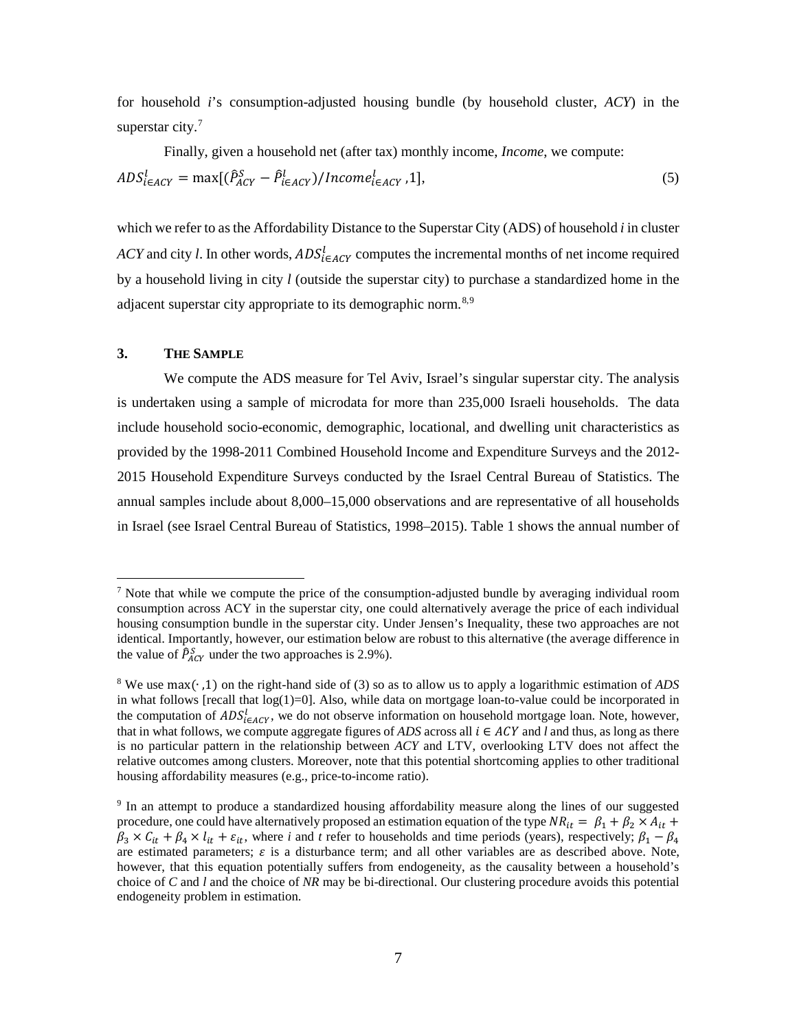for household *i*'s consumption-adjusted housing bundle (by household cluster, *ACY*) in the superstar city.[7]

Finally, given a household net (after tax) monthly income, *Income*, we compute:

$$ADS_{i\in ACY}^{l} = \max[(\hat{P}_{ACY}^{S} - \hat{P}_{i\in ACY}^{l})/Income_{i\in ACY}^{l}, 1], \tag{5}$$

which we refer to as the Affordability Distance to the Superstar City (ADS) of household *i* in cluster *ACY* and city *l*. In other words, $ADS_{i\in ACY}^{l}$ computes the incremental months of net income required by a household living in city *l* (outside the superstar city) to purchase a standardized home in the adjacent superstar city appropriate to its demographic norm.[8,9]

## 3. THE SAMPLE

We compute the ADS measure for Tel Aviv, Israel's singular superstar city. The analysis is undertaken using a sample of microdata for more than 235,000 Israeli households. The data include household socio-economic, demographic, locational, and dwelling unit characteristics as provided by the 1998-2011 Combined Household Income and Expenditure Surveys and the 2012-2015 Household Expenditure Surveys conducted by the Israel Central Bureau of Statistics. The annual samples include about 8,000–15,000 observations and are representative of all households in Israel (see Israel Central Bureau of Statistics, 1998–2015). Table 1 shows the annual number of

---

[7] Note that while we compute the price of the consumption-adjusted bundle by averaging individual room consumption across ACY in the superstar city, one could alternatively average the price of each individual housing consumption bundle in the superstar city. Under Jensen's Inequality, these two approaches are not identical. Importantly, however, our estimation below are robust to this alternative (the average difference in the value of $\hat{P}_{ACY}^{S}$ under the two approaches is 2.9%).

[8] We use $\max(\cdot, 1)$ on the right-hand side of (3) so as to allow us to apply a logarithmic estimation of *ADS* in what follows [recall that log(1)=0]. Also, while data on mortgage loan-to-value could be incorporated in the computation of $ADS_{i\in ACY}^{l}$, we do not observe information on household mortgage loan. Note, however, that in what follows, we compute aggregate figures of *ADS* across all $i \in ACY$ and *l* and thus, as long as there is no particular pattern in the relationship between *ACY* and LTV, overlooking LTV does not affect the relative outcomes among clusters. Moreover, note that this potential shortcoming applies to other traditional housing affordability measures (e.g., price-to-income ratio).

[9] In an attempt to produce a standardized housing affordability measure along the lines of our suggested procedure, one could have alternatively proposed an estimation equation of the type $NR_{it} = \beta_1 + \beta_2 \times A_{it} + \beta_3 \times C_{it} + \beta_4 \times l_{it} + \varepsilon_{it}$, where *i* and *t* refer to households and time periods (years), respectively; $\beta_1 - \beta_4$ are estimated parameters; $\varepsilon$ is a disturbance term; and all other variables are as described above. Note, however, that this equation potentially suffers from endogeneity, as the causality between a household's choice of *C* and *l* and the choice of *NR* may be bi-directional. Our clustering procedure avoids this potential endogeneity problem in estimation.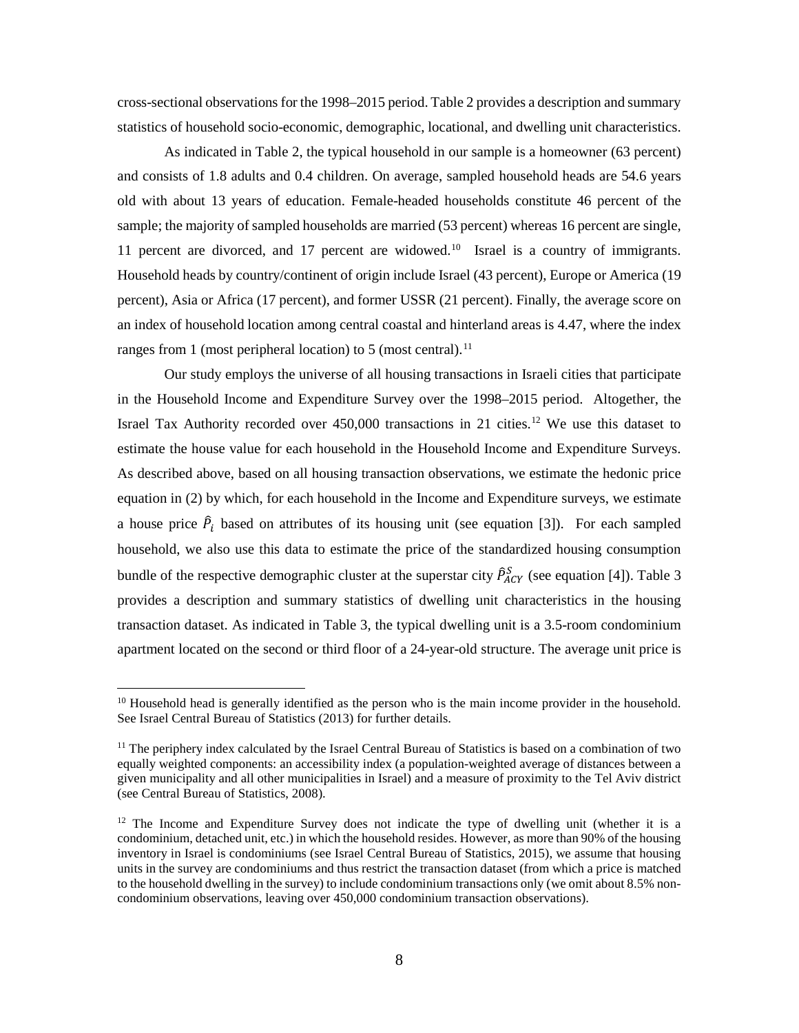cross-sectional observations for the 1998–2015 period. Table 2 provides a description and summary statistics of household socio-economic, demographic, locational, and dwelling unit characteristics.

As indicated in Table 2, the typical household in our sample is a homeowner (63 percent) and consists of 1.8 adults and 0.4 children. On average, sampled household heads are 54.6 years old with about 13 years of education. Female-headed households constitute 46 percent of the sample; the majority of sampled households are married (53 percent) whereas 16 percent are single, 11 percent are divorced, and 17 percent are widowed.[10] Israel is a country of immigrants. Household heads by country/continent of origin include Israel (43 percent), Europe or America (19 percent), Asia or Africa (17 percent), and former USSR (21 percent). Finally, the average score on an index of household location among central coastal and hinterland areas is 4.47, where the index ranges from 1 (most peripheral location) to 5 (most central).[11]

Our study employs the universe of all housing transactions in Israeli cities that participate in the Household Income and Expenditure Survey over the 1998–2015 period. Altogether, the Israel Tax Authority recorded over 450,000 transactions in 21 cities.[12] We use this dataset to estimate the house value for each household in the Household Income and Expenditure Surveys. As described above, based on all housing transaction observations, we estimate the hedonic price equation in (2) by which, for each household in the Income and Expenditure surveys, we estimate a house price $\hat{P}_i$ based on attributes of its housing unit (see equation [3]). For each sampled household, we also use this data to estimate the price of the standardized housing consumption bundle of the respective demographic cluster at the superstar city $\hat{P}^S_{ACY}$ (see equation [4]). Table 3 provides a description and summary statistics of dwelling unit characteristics in the housing transaction dataset. As indicated in Table 3, the typical dwelling unit is a 3.5-room condominium apartment located on the second or third floor of a 24-year-old structure. The average unit price is

---

[10] Household head is generally identified as the person who is the main income provider in the household. See Israel Central Bureau of Statistics (2013) for further details.

[11] The periphery index calculated by the Israel Central Bureau of Statistics is based on a combination of two equally weighted components: an accessibility index (a population-weighted average of distances between a given municipality and all other municipalities in Israel) and a measure of proximity to the Tel Aviv district (see Central Bureau of Statistics, 2008).

[12] The Income and Expenditure Survey does not indicate the type of dwelling unit (whether it is a condominium, detached unit, etc.) in which the household resides. However, as more than 90% of the housing inventory in Israel is condominiums (see Israel Central Bureau of Statistics, 2015), we assume that housing units in the survey are condominiums and thus restrict the transaction dataset (from which a price is matched to the household dwelling in the survey) to include condominium transactions only (we omit about 8.5% non-condominium observations, leaving over 450,000 condominium transaction observations).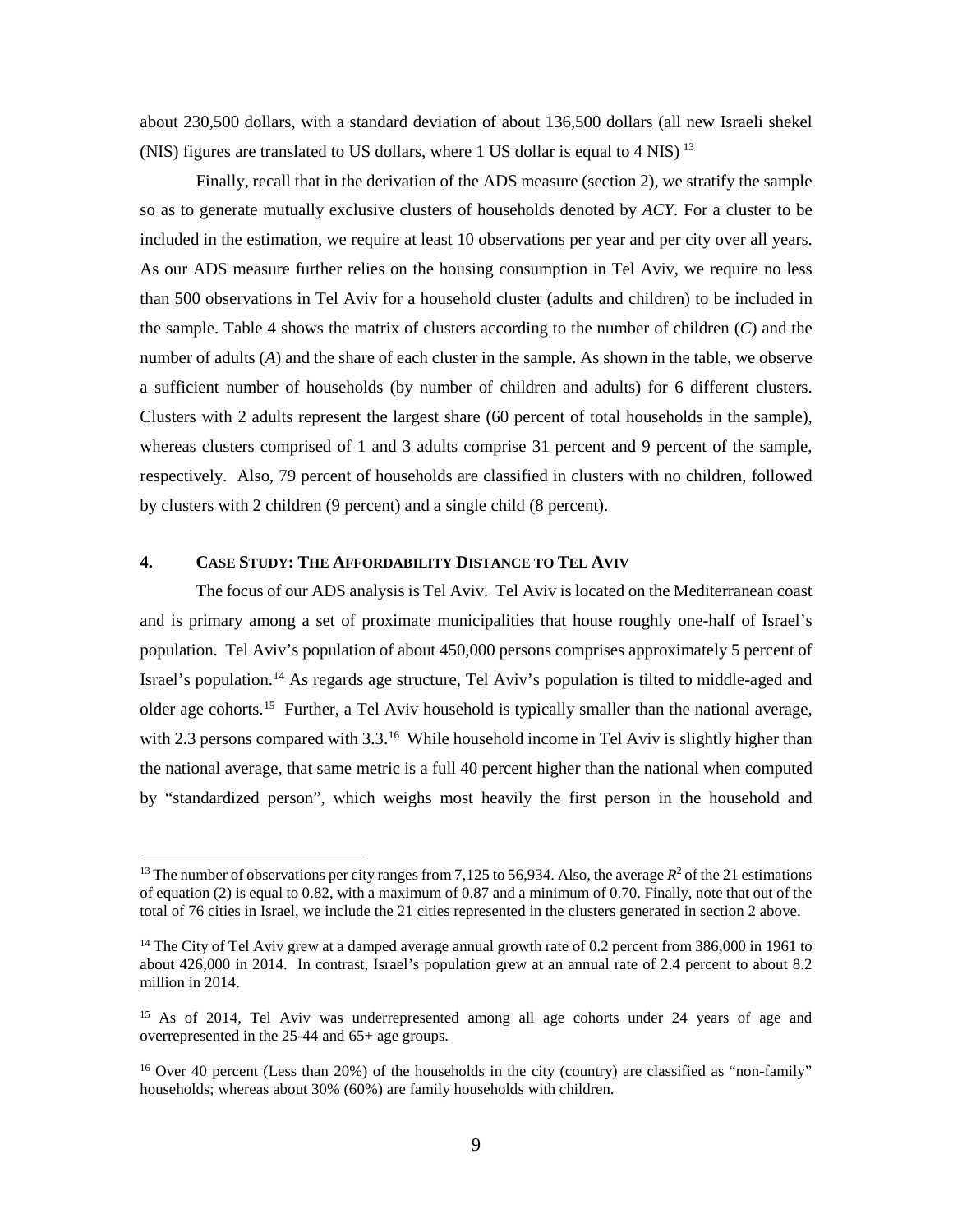about 230,500 dollars, with a standard deviation of about 136,500 dollars (all new Israeli shekel (NIS) figures are translated to US dollars, where 1 US dollar is equal to 4 NIS) [13]

Finally, recall that in the derivation of the ADS measure (section 2), we stratify the sample so as to generate mutually exclusive clusters of households denoted by *ACY*. For a cluster to be included in the estimation, we require at least 10 observations per year and per city over all years. As our ADS measure further relies on the housing consumption in Tel Aviv, we require no less than 500 observations in Tel Aviv for a household cluster (adults and children) to be included in the sample. Table 4 shows the matrix of clusters according to the number of children (*C*) and the number of adults (*A*) and the share of each cluster in the sample. As shown in the table, we observe a sufficient number of households (by number of children and adults) for 6 different clusters. Clusters with 2 adults represent the largest share (60 percent of total households in the sample), whereas clusters comprised of 1 and 3 adults comprise 31 percent and 9 percent of the sample, respectively. Also, 79 percent of households are classified in clusters with no children, followed by clusters with 2 children (9 percent) and a single child (8 percent).

## 4. CASE STUDY: THE AFFORDABILITY DISTANCE TO TEL AVIV

The focus of our ADS analysis is Tel Aviv. Tel Aviv is located on the Mediterranean coast and is primary among a set of proximate municipalities that house roughly one-half of Israel's population. Tel Aviv's population of about 450,000 persons comprises approximately 5 percent of Israel's population.[14] As regards age structure, Tel Aviv's population is tilted to middle-aged and older age cohorts.[15] Further, a Tel Aviv household is typically smaller than the national average, with 2.3 persons compared with 3.3.[16] While household income in Tel Aviv is slightly higher than the national average, that same metric is a full 40 percent higher than the national when computed by "standardized person", which weighs most heavily the first person in the household and

---

[13] The number of observations per city ranges from 7,125 to 56,934. Also, the average $R^2$ of the 21 estimations of equation (2) is equal to 0.82, with a maximum of 0.87 and a minimum of 0.70. Finally, note that out of the total of 76 cities in Israel, we include the 21 cities represented in the clusters generated in section 2 above.

[14] The City of Tel Aviv grew at a damped average annual growth rate of 0.2 percent from 386,000 in 1961 to about 426,000 in 2014. In contrast, Israel's population grew at an annual rate of 2.4 percent to about 8.2 million in 2014.

[15] As of 2014, Tel Aviv was underrepresented among all age cohorts under 24 years of age and overrepresented in the 25-44 and 65+ age groups.

[16] Over 40 percent (Less than 20%) of the households in the city (country) are classified as "non-family" households; whereas about 30% (60%) are family households with children.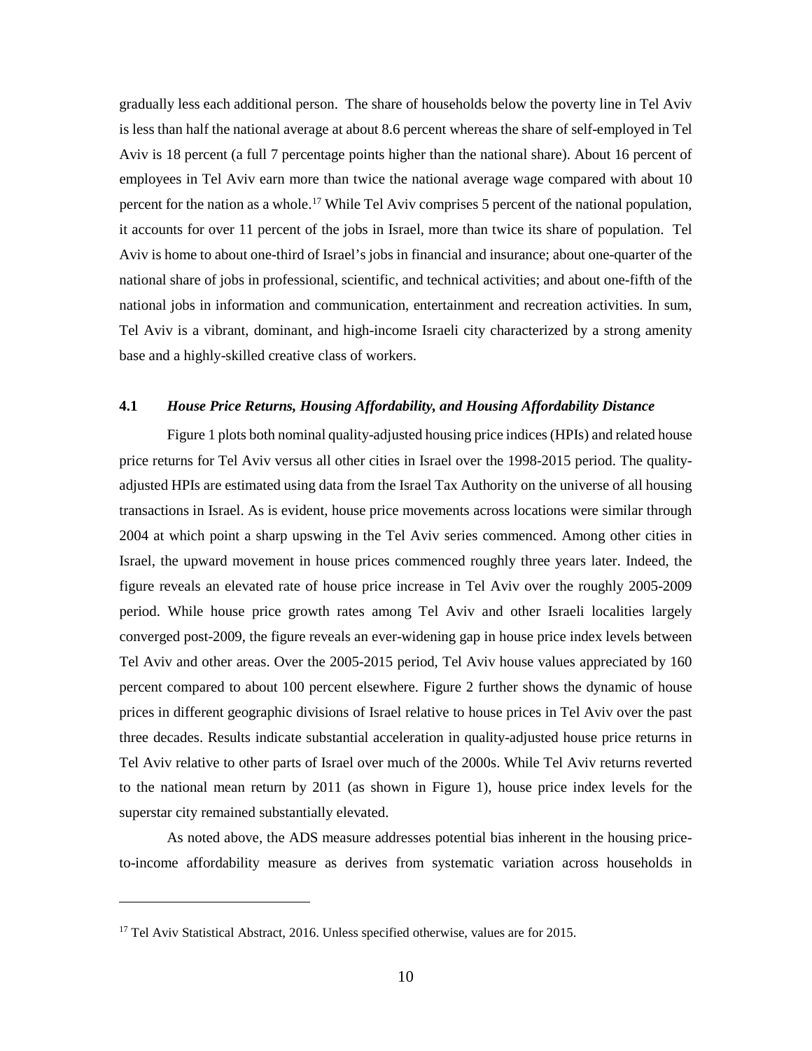gradually less each additional person. The share of households below the poverty line in Tel Aviv is less than half the national average at about 8.6 percent whereas the share of self-employed in Tel Aviv is 18 percent (a full 7 percentage points higher than the national share). About 16 percent of employees in Tel Aviv earn more than twice the national average wage compared with about 10 percent for the nation as a whole.[17] While Tel Aviv comprises 5 percent of the national population, it accounts for over 11 percent of the jobs in Israel, more than twice its share of population. Tel Aviv is home to about one-third of Israel's jobs in financial and insurance; about one-quarter of the national share of jobs in professional, scientific, and technical activities; and about one-fifth of the national jobs in information and communication, entertainment and recreation activities. In sum, Tel Aviv is a vibrant, dominant, and high-income Israeli city characterized by a strong amenity base and a highly-skilled creative class of workers.

### 4.1 *House Price Returns, Housing Affordability, and Housing Affordability Distance*

Figure 1 plots both nominal quality-adjusted housing price indices (HPIs) and related house price returns for Tel Aviv versus all other cities in Israel over the 1998-2015 period. The quality-adjusted HPIs are estimated using data from the Israel Tax Authority on the universe of all housing transactions in Israel. As is evident, house price movements across locations were similar through 2004 at which point a sharp upswing in the Tel Aviv series commenced. Among other cities in Israel, the upward movement in house prices commenced roughly three years later. Indeed, the figure reveals an elevated rate of house price increase in Tel Aviv over the roughly 2005-2009 period. While house price growth rates among Tel Aviv and other Israeli localities largely converged post-2009, the figure reveals an ever-widening gap in house price index levels between Tel Aviv and other areas. Over the 2005-2015 period, Tel Aviv house values appreciated by 160 percent compared to about 100 percent elsewhere. Figure 2 further shows the dynamic of house prices in different geographic divisions of Israel relative to house prices in Tel Aviv over the past three decades. Results indicate substantial acceleration in quality-adjusted house price returns in Tel Aviv relative to other parts of Israel over much of the 2000s. While Tel Aviv returns reverted to the national mean return by 2011 (as shown in Figure 1), house price index levels for the superstar city remained substantially elevated.

As noted above, the ADS measure addresses potential bias inherent in the housing price-to-income affordability measure as derives from systematic variation across households in

[17] Tel Aviv Statistical Abstract, 2016. Unless specified otherwise, values are for 2015.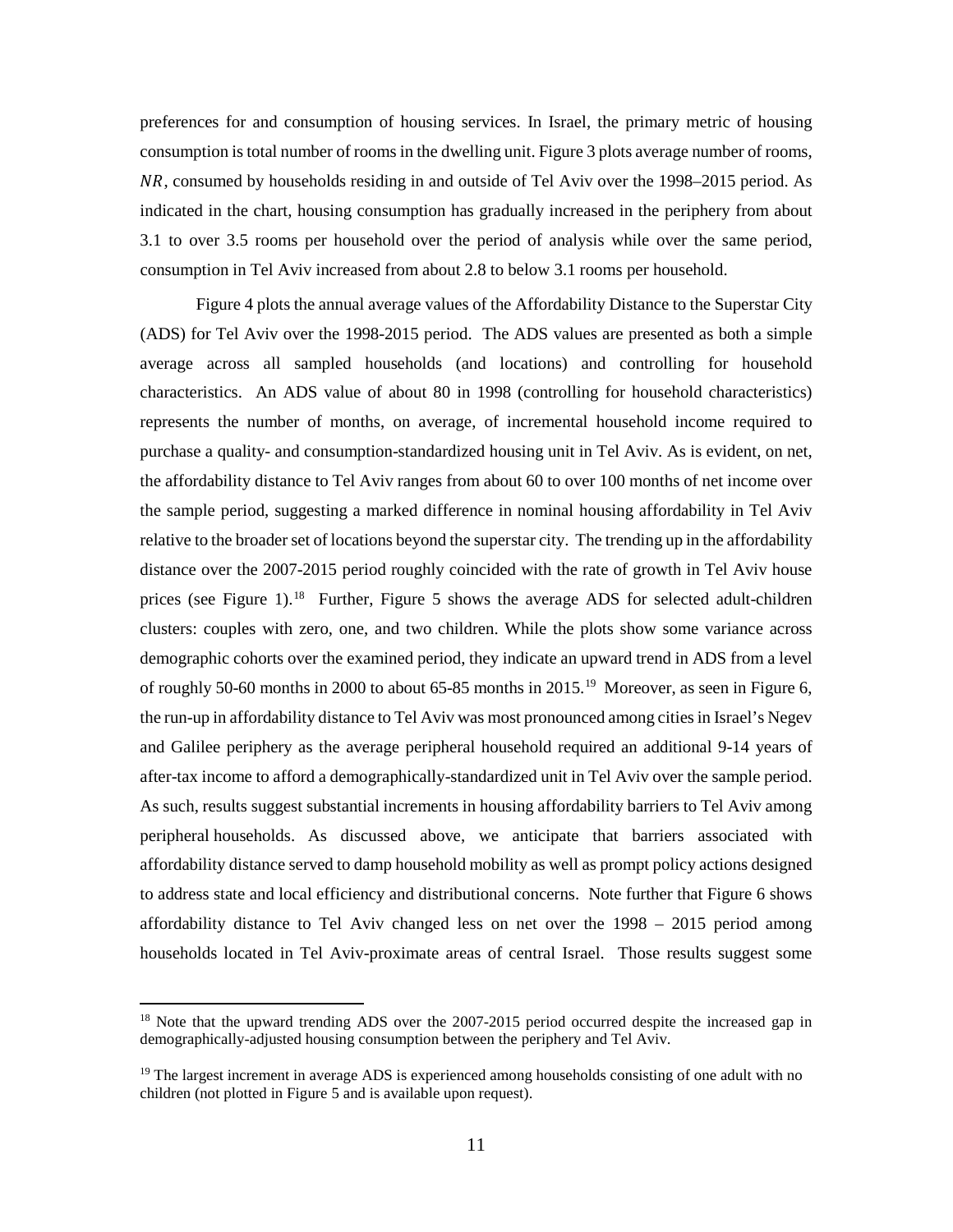preferences for and consumption of housing services. In Israel, the primary metric of housing consumption is total number of rooms in the dwelling unit. Figure 3 plots average number of rooms, $NR$, consumed by households residing in and outside of Tel Aviv over the 1998–2015 period. As indicated in the chart, housing consumption has gradually increased in the periphery from about 3.1 to over 3.5 rooms per household over the period of analysis while over the same period, consumption in Tel Aviv increased from about 2.8 to below 3.1 rooms per household.

Figure 4 plots the annual average values of the Affordability Distance to the Superstar City (ADS) for Tel Aviv over the 1998-2015 period. The ADS values are presented as both a simple average across all sampled households (and locations) and controlling for household characteristics. An ADS value of about 80 in 1998 (controlling for household characteristics) represents the number of months, on average, of incremental household income required to purchase a quality- and consumption-standardized housing unit in Tel Aviv. As is evident, on net, the affordability distance to Tel Aviv ranges from about 60 to over 100 months of net income over the sample period, suggesting a marked difference in nominal housing affordability in Tel Aviv relative to the broader set of locations beyond the superstar city. The trending up in the affordability distance over the 2007-2015 period roughly coincided with the rate of growth in Tel Aviv house prices (see Figure 1).[18] Further, Figure 5 shows the average ADS for selected adult-children clusters: couples with zero, one, and two children. While the plots show some variance across demographic cohorts over the examined period, they indicate an upward trend in ADS from a level of roughly 50-60 months in 2000 to about 65-85 months in 2015.[19] Moreover, as seen in Figure 6, the run-up in affordability distance to Tel Aviv was most pronounced among cities in Israel's Negev and Galilee periphery as the average peripheral household required an additional 9-14 years of after-tax income to afford a demographically-standardized unit in Tel Aviv over the sample period. As such, results suggest substantial increments in housing affordability barriers to Tel Aviv among peripheral households. As discussed above, we anticipate that barriers associated with affordability distance served to damp household mobility as well as prompt policy actions designed to address state and local efficiency and distributional concerns. Note further that Figure 6 shows affordability distance to Tel Aviv changed less on net over the 1998 – 2015 period among households located in Tel Aviv-proximate areas of central Israel. Those results suggest some

[18] Note that the upward trending ADS over the 2007-2015 period occurred despite the increased gap in demographically-adjusted housing consumption between the periphery and Tel Aviv.

[19] The largest increment in average ADS is experienced among households consisting of one adult with no children (not plotted in Figure 5 and is available upon request).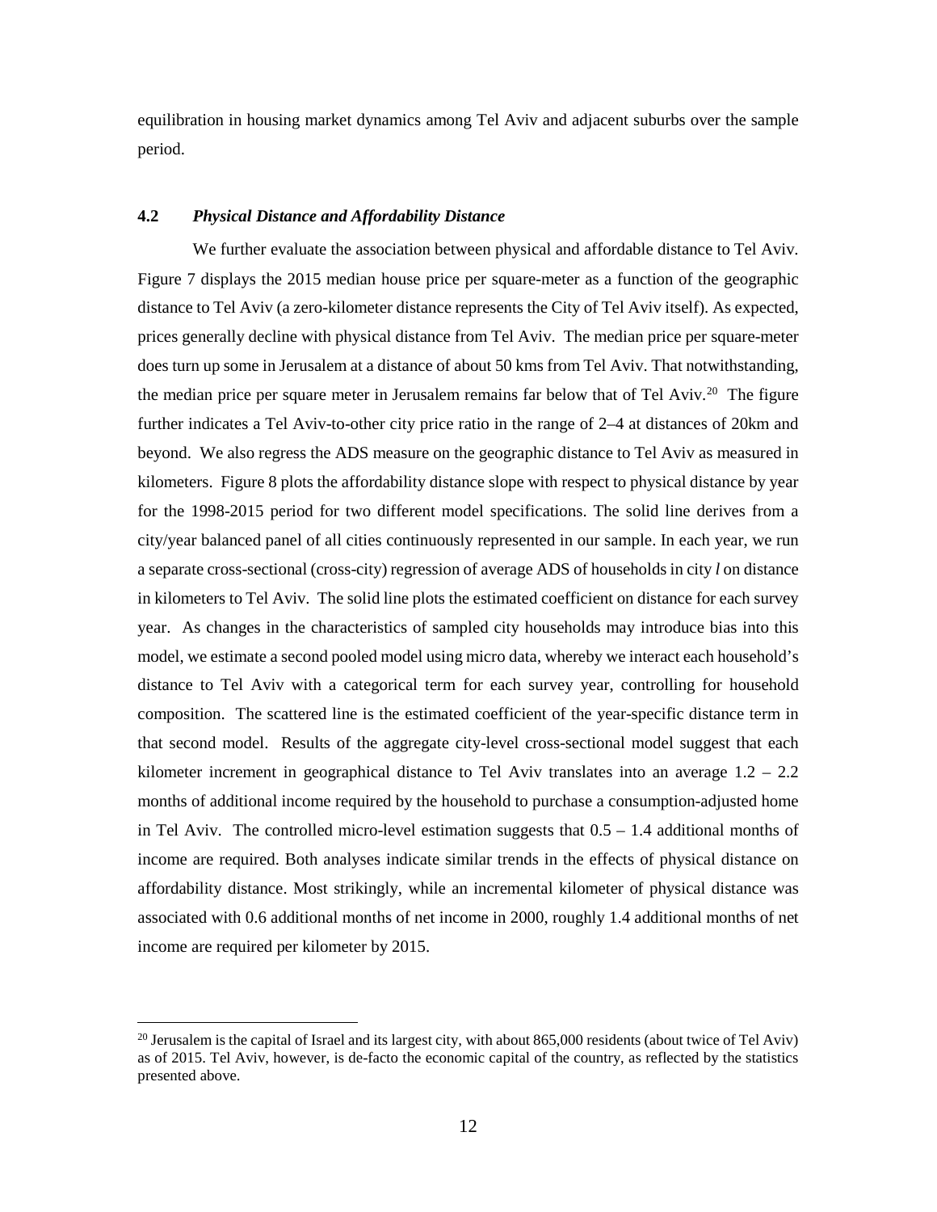equilibration in housing market dynamics among Tel Aviv and adjacent suburbs over the sample period.

### 4.2 *Physical Distance and Affordability Distance*

We further evaluate the association between physical and affordable distance to Tel Aviv. Figure 7 displays the 2015 median house price per square-meter as a function of the geographic distance to Tel Aviv (a zero-kilometer distance represents the City of Tel Aviv itself). As expected, prices generally decline with physical distance from Tel Aviv. The median price per square-meter does turn up some in Jerusalem at a distance of about 50 kms from Tel Aviv. That notwithstanding, the median price per square meter in Jerusalem remains far below that of Tel Aviv.[20] The figure further indicates a Tel Aviv-to-other city price ratio in the range of 2–4 at distances of 20km and beyond. We also regress the ADS measure on the geographic distance to Tel Aviv as measured in kilometers. Figure 8 plots the affordability distance slope with respect to physical distance by year for the 1998-2015 period for two different model specifications. The solid line derives from a city/year balanced panel of all cities continuously represented in our sample. In each year, we run a separate cross-sectional (cross-city) regression of average ADS of households in city $l$ on distance in kilometers to Tel Aviv. The solid line plots the estimated coefficient on distance for each survey year. As changes in the characteristics of sampled city households may introduce bias into this model, we estimate a second pooled model using micro data, whereby we interact each household's distance to Tel Aviv with a categorical term for each survey year, controlling for household composition. The scattered line is the estimated coefficient of the year-specific distance term in that second model. Results of the aggregate city-level cross-sectional model suggest that each kilometer increment in geographical distance to Tel Aviv translates into an average 1.2 – 2.2 months of additional income required by the household to purchase a consumption-adjusted home in Tel Aviv. The controlled micro-level estimation suggests that 0.5 – 1.4 additional months of income are required. Both analyses indicate similar trends in the effects of physical distance on affordability distance. Most strikingly, while an incremental kilometer of physical distance was associated with 0.6 additional months of net income in 2000, roughly 1.4 additional months of net income are required per kilometer by 2015.

[20] Jerusalem is the capital of Israel and its largest city, with about 865,000 residents (about twice of Tel Aviv) as of 2015. Tel Aviv, however, is de-facto the economic capital of the country, as reflected by the statistics presented above.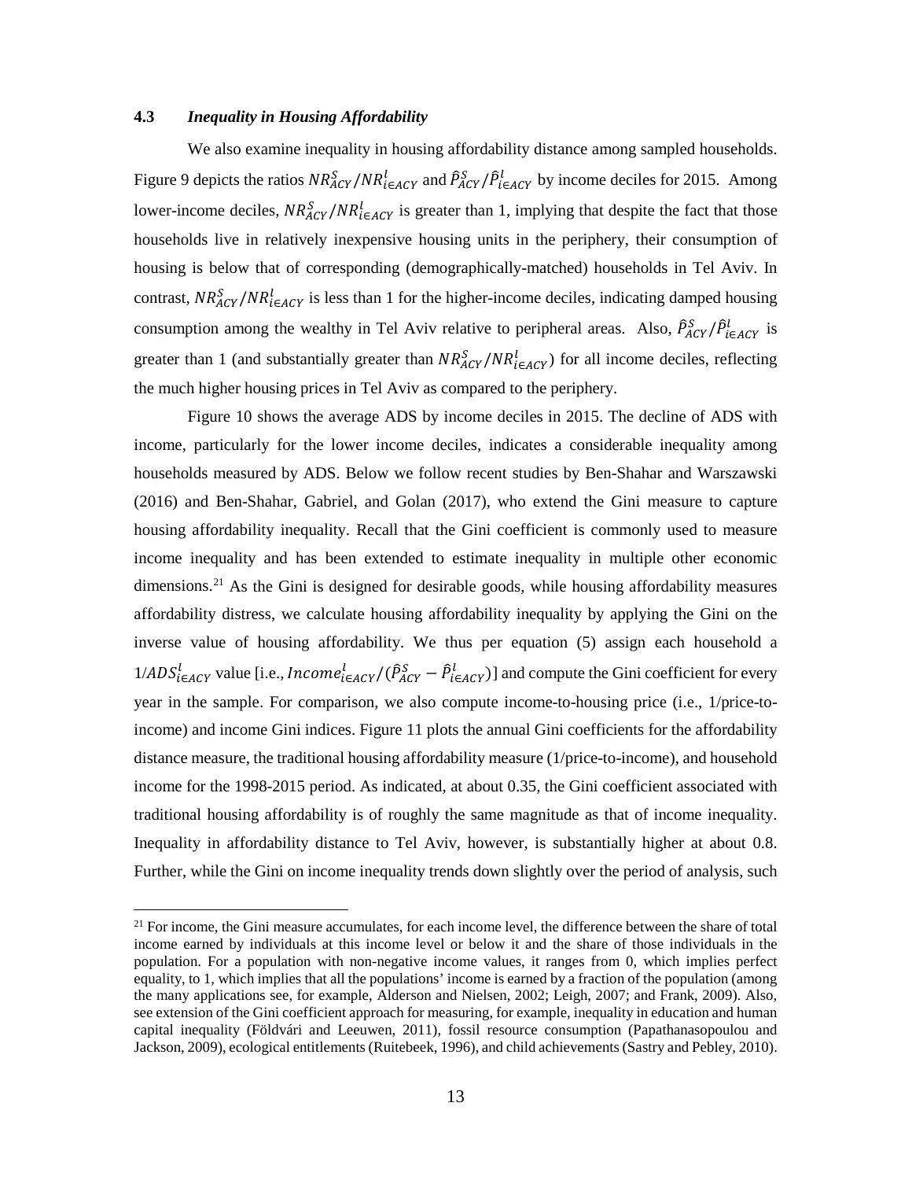### 4.3 *Inequality in Housing Affordability*

We also examine inequality in housing affordability distance among sampled households. Figure 9 depicts the ratios $NR^S_{ACY}/NR^l_{i \in ACY}$ and $\hat{P}^S_{ACY}/\hat{P}^l_{i \in ACY}$ by income deciles for 2015. Among lower-income deciles, $NR^S_{ACY}/NR^l_{i \in ACY}$ is greater than 1, implying that despite the fact that those households live in relatively inexpensive housing units in the periphery, their consumption of housing is below that of corresponding (demographically-matched) households in Tel Aviv. In contrast, $NR^S_{ACY}/NR^l_{i \in ACY}$ is less than 1 for the higher-income deciles, indicating damped housing consumption among the wealthy in Tel Aviv relative to peripheral areas. Also, $\hat{P}^S_{ACY}/\hat{P}^l_{i \in ACY}$ is greater than 1 (and substantially greater than $NR^S_{ACY}/NR^l_{i \in ACY}$) for all income deciles, reflecting the much higher housing prices in Tel Aviv as compared to the periphery.

Figure 10 shows the average ADS by income deciles in 2015. The decline of ADS with income, particularly for the lower income deciles, indicates a considerable inequality among households measured by ADS. Below we follow recent studies by Ben-Shahar and Warszawski (2016) and Ben-Shahar, Gabriel, and Golan (2017), who extend the Gini measure to capture housing affordability inequality. Recall that the Gini coefficient is commonly used to measure income inequality and has been extended to estimate inequality in multiple other economic dimensions.[21] As the Gini is designed for desirable goods, while housing affordability measures affordability distress, we calculate housing affordability inequality by applying the Gini on the inverse value of housing affordability. We thus per equation (5) assign each household a $1/ADS^l_{i \in ACY}$ value [i.e., $Income^l_{i \in ACY}/(\hat{P}^S_{ACY} - \hat{P}^l_{i \in ACY})$] and compute the Gini coefficient for every year in the sample. For comparison, we also compute income-to-housing price (i.e., 1/price-to-income) and income Gini indices. Figure 11 plots the annual Gini coefficients for the affordability distance measure, the traditional housing affordability measure (1/price-to-income), and household income for the 1998-2015 period. As indicated, at about 0.35, the Gini coefficient associated with traditional housing affordability is of roughly the same magnitude as that of income inequality. Inequality in affordability distance to Tel Aviv, however, is substantially higher at about 0.8. Further, while the Gini on income inequality trends down slightly over the period of analysis, such

[21] For income, the Gini measure accumulates, for each income level, the difference between the share of total income earned by individuals at this income level or below it and the share of those individuals in the population. For a population with non-negative income values, it ranges from 0, which implies perfect equality, to 1, which implies that all the populations' income is earned by a fraction of the population (among the many applications see, for example, Alderson and Nielsen, 2002; Leigh, 2007; and Frank, 2009). Also, see extension of the Gini coefficient approach for measuring, for example, inequality in education and human capital inequality (Földvári and Leeuwen, 2011), fossil resource consumption (Papathanasopoulou and Jackson, 2009), ecological entitlements (Ruitebeek, 1996), and child achievements (Sastry and Pebley, 2010).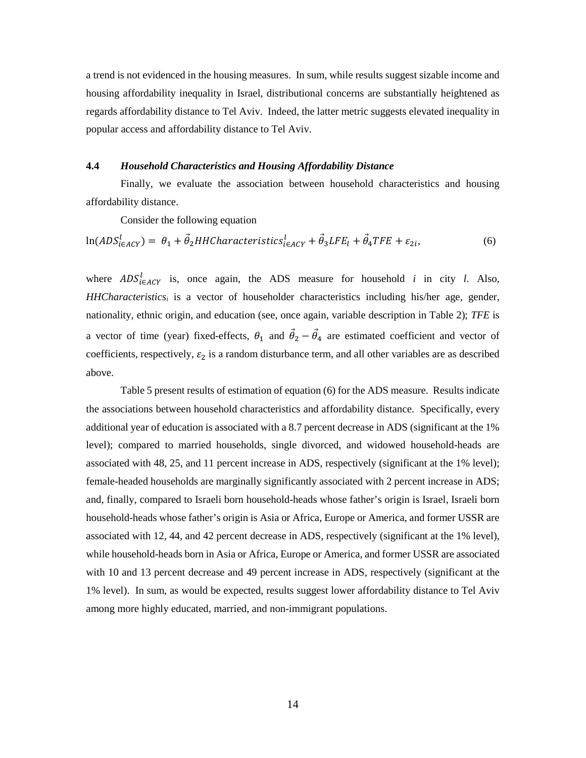a trend is not evidenced in the housing measures. In sum, while results suggest sizable income and housing affordability inequality in Israel, distributional concerns are substantially heightened as regards affordability distance to Tel Aviv. Indeed, the latter metric suggests elevated inequality in popular access and affordability distance to Tel Aviv.

### 4.4 *Household Characteristics and Housing Affordability Distance*

Finally, we evaluate the association between household characteristics and housing affordability distance.

Consider the following equation

$$\ln(ADS_{i \in ACY}^{l}) = \theta_1 + \vec{\theta}_2 HHCharacteristics_{i \in ACY}^{l} + \vec{\theta}_3 LFE_l + \vec{\theta}_4 TFE + \varepsilon_{2i}, \tag{6}$$

where $ADS_{i \in ACY}^{l}$ is, once again, the ADS measure for household *i* in city *l*. Also, $HHCharacteristics_i$ is a vector of householder characteristics including his/her age, gender, nationality, ethnic origin, and education (see, once again, variable description in Table 2); *TFE* is a vector of time (year) fixed-effects, $\theta_1$ and $\vec{\theta}_2 - \vec{\theta}_4$ are estimated coefficient and vector of coefficients, respectively, $\varepsilon_2$ is a random disturbance term, and all other variables are as described above.

Table 5 present results of estimation of equation (6) for the ADS measure. Results indicate the associations between household characteristics and affordability distance. Specifically, every additional year of education is associated with a 8.7 percent decrease in ADS (significant at the 1% level); compared to married households, single divorced, and widowed household-heads are associated with 48, 25, and 11 percent increase in ADS, respectively (significant at the 1% level); female-headed households are marginally significantly associated with 2 percent increase in ADS; and, finally, compared to Israeli born household-heads whose father's origin is Israel, Israeli born household-heads whose father's origin is Asia or Africa, Europe or America, and former USSR are associated with 12, 44, and 42 percent decrease in ADS, respectively (significant at the 1% level), while household-heads born in Asia or Africa, Europe or America, and former USSR are associated with 10 and 13 percent decrease and 49 percent increase in ADS, respectively (significant at the 1% level). In sum, as would be expected, results suggest lower affordability distance to Tel Aviv among more highly educated, married, and non-immigrant populations.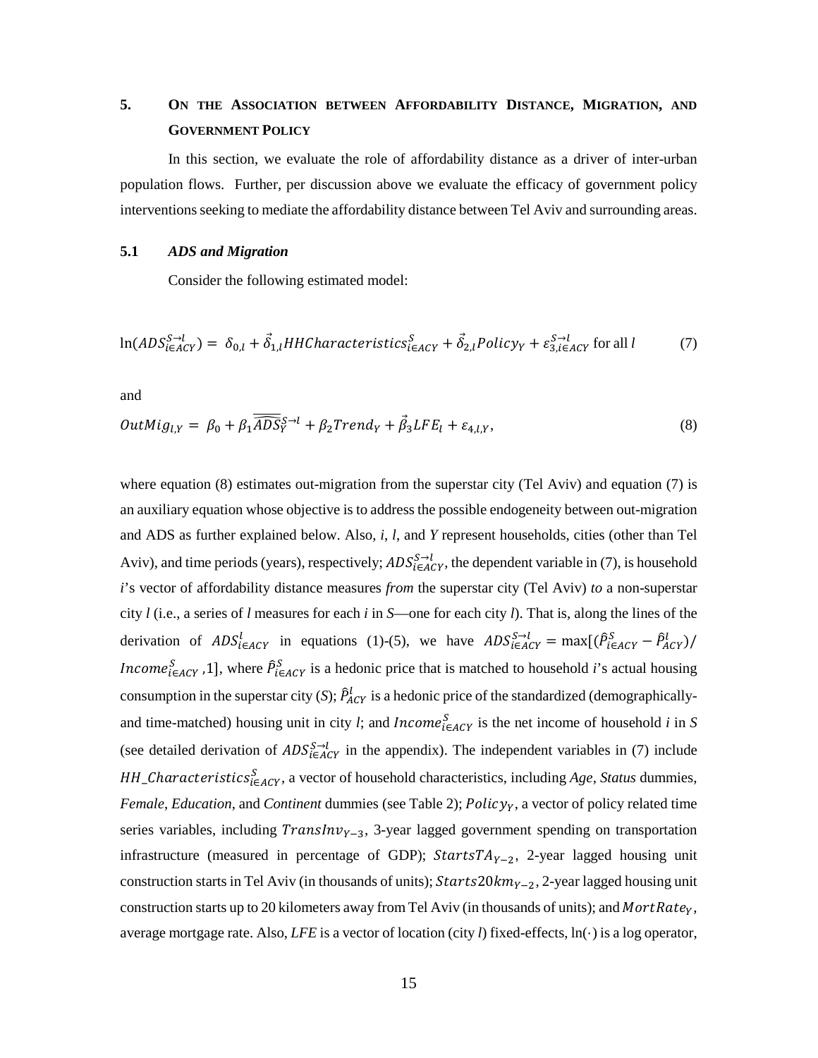## 5. ON THE ASSOCIATION BETWEEN AFFORDABILITY DISTANCE, MIGRATION, AND GOVERNMENT POLICY

In this section, we evaluate the role of affordability distance as a driver of inter-urban population flows. Further, per discussion above we evaluate the efficacy of government policy interventions seeking to mediate the affordability distance between Tel Aviv and surrounding areas.

### 5.1 *ADS and Migration*

Consider the following estimated model:

$$\ln(ADS_{i\in ACY}^{S\to l}) = \delta_{0,l} + \vec{\delta}_{1,l} HHCharacteristics_{i\in ACY}^{S} + \vec{\delta}_{2,l} Policy_{Y} + \varepsilon_{3,i\in ACY}^{S\to l} \text{ for all } l \tag{7}$$

and

$$OutMig_{l,Y} = \beta_0 + \beta_1 \overline{\overline{\widehat{ADS}}}_{Y}^{S\to l} + \beta_2 Trend_Y + \vec{\beta}_3 LFE_l + \varepsilon_{4,l,Y}, \tag{8}$$

where equation (8) estimates out-migration from the superstar city (Tel Aviv) and equation (7) is an auxiliary equation whose objective is to address the possible endogeneity between out-migration and ADS as further explained below. Also, *i*, *l*, and *Y* represent households, cities (other than Tel Aviv), and time periods (years), respectively; $ADS_{i\in ACY}^{S\to l}$, the dependent variable in (7), is household *i*'s vector of affordability distance measures *from* the superstar city (Tel Aviv) *to* a non-superstar city *l* (i.e., a series of *l* measures for each *i* in *S*—one for each city *l*). That is, along the lines of the derivation of $ADS_{i\in ACY}^{l}$ in equations (1)-(5), we have $ADS_{i\in ACY}^{S\to l} = \max[(\hat{P}_{i\in ACY}^{S} - \hat{P}_{ACY}^{l})/Income_{i\in ACY}^{S}, 1]$, where $\hat{P}_{i\in ACY}^{S}$ is a hedonic price that is matched to household *i*'s actual housing consumption in the superstar city (*S*); $\hat{P}_{ACY}^{l}$ is a hedonic price of the standardized (demographically- and time-matched) housing unit in city *l*; and $Income_{i\in ACY}^{S}$ is the net income of household *i* in *S* (see detailed derivation of $ADS_{i\in ACY}^{S\to l}$ in the appendix). The independent variables in (7) include $HH\_Characteristics_{i\in ACY}^{S}$, a vector of household characteristics, including *Age*, *Status* dummies, *Female*, *Education*, and *Continent* dummies (see Table 2); $Policy_Y$, a vector of policy related time series variables, including $TransInv_{Y-3}$, 3-year lagged government spending on transportation infrastructure (measured in percentage of GDP); $StartsTA_{Y-2}$, 2-year lagged housing unit construction starts in Tel Aviv (in thousands of units); $Starts20km_{Y-2}$, 2-year lagged housing unit construction starts up to 20 kilometers away from Tel Aviv (in thousands of units); and $MortRate_Y$, average mortgage rate. Also, *LFE* is a vector of location (city *l*) fixed-effects, $\ln(\cdot)$ is a log operator,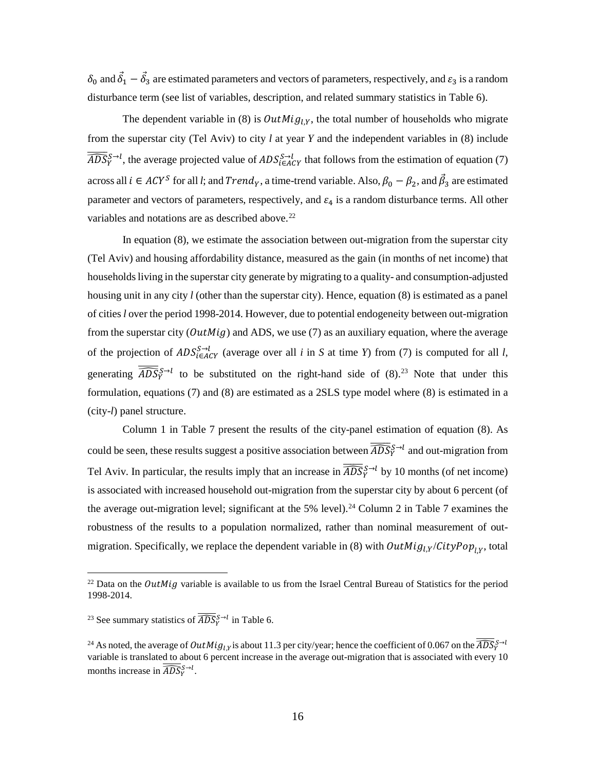$\delta_0$ and $\vec{\delta}_1 - \vec{\delta}_3$ are estimated parameters and vectors of parameters, respectively, and $\varepsilon_3$ is a random disturbance term (see list of variables, description, and related summary statistics in Table 6).

The dependent variable in (8) is $OutMig_{l,Y}$, the total number of households who migrate from the superstar city (Tel Aviv) to city $l$ at year $Y$ and the independent variables in (8) include $\overline{\widehat{ADS}}_{Y}^{S\to l}$, the average projected value of $ADS_{i\in ACY}^{S\to l}$ that follows from the estimation of equation (7) across all $i \in ACY^{S}$ for all $l$; and $Trend_Y$, a time-trend variable. Also, $\beta_0 - \beta_2$, and $\vec{\beta}_3$ are estimated parameter and vectors of parameters, respectively, and $\varepsilon_4$ is a random disturbance terms. All other variables and notations are as described above.[22]

In equation (8), we estimate the association between out-migration from the superstar city (Tel Aviv) and housing affordability distance, measured as the gain (in months of net income) that households living in the superstar city generate by migrating to a quality- and consumption-adjusted housing unit in any city $l$ (other than the superstar city). Hence, equation (8) is estimated as a panel of cities $l$ over the period 1998-2014. However, due to potential endogeneity between out-migration from the superstar city ($OutMig$) and ADS, we use (7) as an auxiliary equation, where the average of the projection of $ADS_{i\in ACY}^{S\to l}$ (average over all $i$ in $S$ at time $Y$) from (7) is computed for all $l$, generating $\overline{\widehat{ADS}}_{Y}^{S\to l}$ to be substituted on the right-hand side of (8).[23] Note that under this formulation, equations (7) and (8) are estimated as a 2SLS type model where (8) is estimated in a (city-$l$) panel structure.

Column 1 in Table 7 present the results of the city-panel estimation of equation (8). As could be seen, these results suggest a positive association between $\overline{\widehat{ADS}}_{Y}^{S\to l}$ and out-migration from Tel Aviv. In particular, the results imply that an increase in $\overline{\widehat{ADS}}_{Y}^{S\to l}$ by 10 months (of net income) is associated with increased household out-migration from the superstar city by about 6 percent (of the average out-migration level; significant at the 5% level).[24] Column 2 in Table 7 examines the robustness of the results to a population normalized, rather than nominal measurement of out-migration. Specifically, we replace the dependent variable in (8) with $OutMig_{l,Y}/CityPop_{l,Y}$, total

---

[22] Data on the $OutMig$ variable is available to us from the Israel Central Bureau of Statistics for the period 1998-2014.

[23] See summary statistics of $\overline{\widehat{ADS}}_{Y}^{S\to l}$ in Table 6.

[24] As noted, the average of $OutMig_{l,Y}$ is about 11.3 per city/year; hence the coefficient of 0.067 on the $\overline{\widehat{ADS}}_{Y}^{S\to l}$ variable is translated to about 6 percent increase in the average out-migration that is associated with every 10 months increase in $\overline{\widehat{ADS}}_{Y}^{S\to l}$.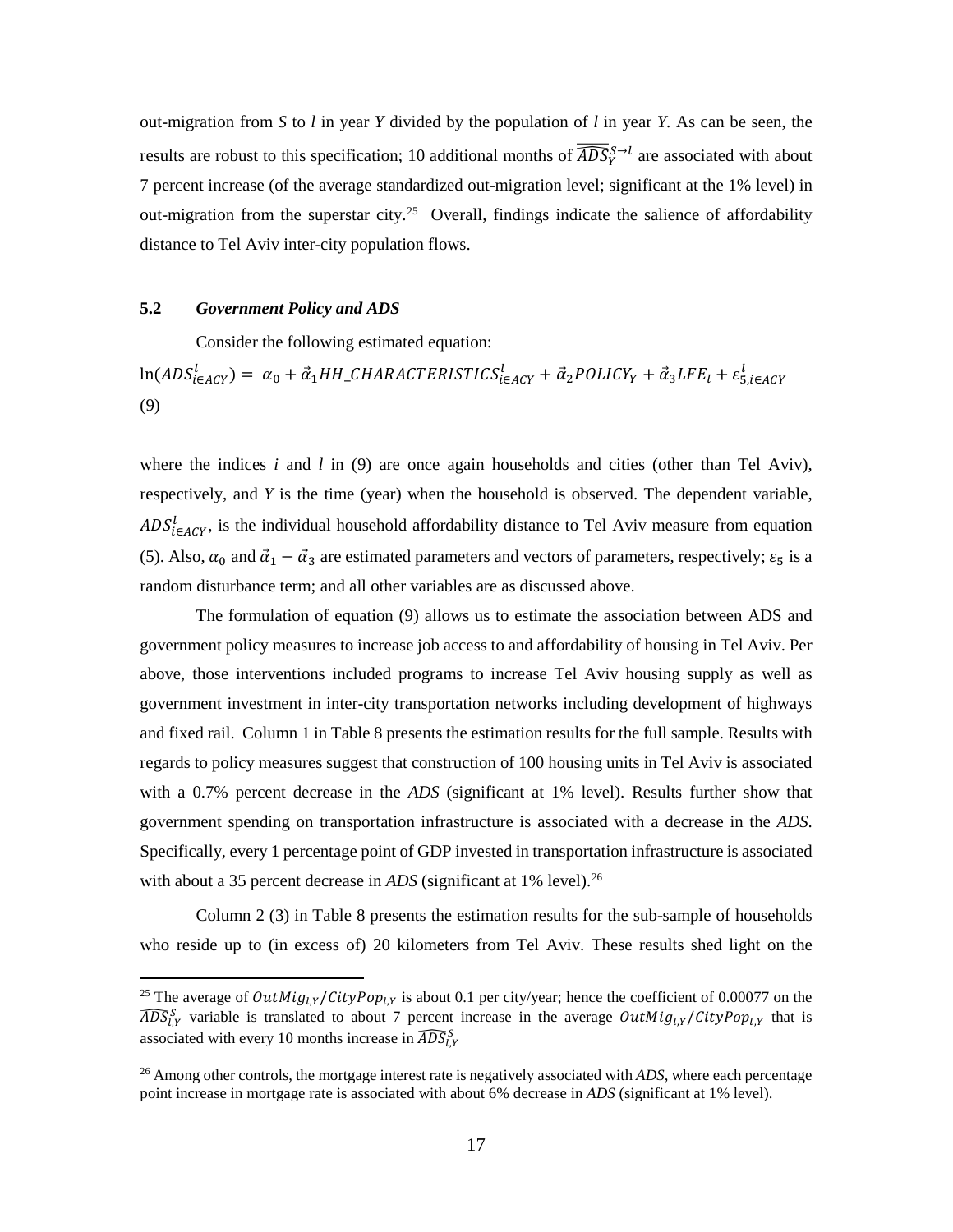out-migration from *S* to *l* in year *Y* divided by the population of *l* in year *Y*. As can be seen, the results are robust to this specification; 10 additional months of $\overline{\widehat{ADS}}_{Y}^{S \rightarrow l}$ are associated with about 7 percent increase (of the average standardized out-migration level; significant at the 1% level) in out-migration from the superstar city.[25] Overall, findings indicate the salience of affordability distance to Tel Aviv inter-city population flows.

### 5.2 *Government Policy and ADS*

Consider the following estimated equation:

$$\ln(ADS_{i \in ACY}^{l}) = \alpha_0 + \vec{\alpha}_1 HH\_CHARACTERISTICS_{i \in ACY}^{l} + \vec{\alpha}_2 POLICY_Y + \vec{\alpha}_3 LFE_l + \varepsilon_{5,i \in ACY}^{l} \quad (9)$$

where the indices *i* and *l* in (9) are once again households and cities (other than Tel Aviv), respectively, and *Y* is the time (year) when the household is observed. The dependent variable, $ADS_{i \in ACY}^{l}$, is the individual household affordability distance to Tel Aviv measure from equation (5). Also, $\alpha_0$ and $\vec{\alpha}_1 - \vec{\alpha}_3$ are estimated parameters and vectors of parameters, respectively; $\varepsilon_5$ is a random disturbance term; and all other variables are as discussed above.

The formulation of equation (9) allows us to estimate the association between ADS and government policy measures to increase job access to and affordability of housing in Tel Aviv. Per above, those interventions included programs to increase Tel Aviv housing supply as well as government investment in inter-city transportation networks including development of highways and fixed rail. Column 1 in Table 8 presents the estimation results for the full sample. Results with regards to policy measures suggest that construction of 100 housing units in Tel Aviv is associated with a 0.7% percent decrease in the *ADS* (significant at 1% level). Results further show that government spending on transportation infrastructure is associated with a decrease in the *ADS*. Specifically, every 1 percentage point of GDP invested in transportation infrastructure is associated with about a 35 percent decrease in *ADS* (significant at 1% level).[26]

Column 2 (3) in Table 8 presents the estimation results for the sub-sample of households who reside up to (in excess of) 20 kilometers from Tel Aviv. These results shed light on the

---

[25] The average of $OutMig_{l,Y}/CityPop_{l,Y}$ is about 0.1 per city/year; hence the coefficient of 0.00077 on the $\widehat{ADS}_{l,Y}^{S}$ variable is translated to about 7 percent increase in the average $OutMig_{l,Y}/CityPop_{l,Y}$ that is associated with every 10 months increase in $\widehat{ADS}_{l,Y}^{S}$

[26] Among other controls, the mortgage interest rate is negatively associated with *ADS*, where each percentage point increase in mortgage rate is associated with about 6% decrease in *ADS* (significant at 1% level).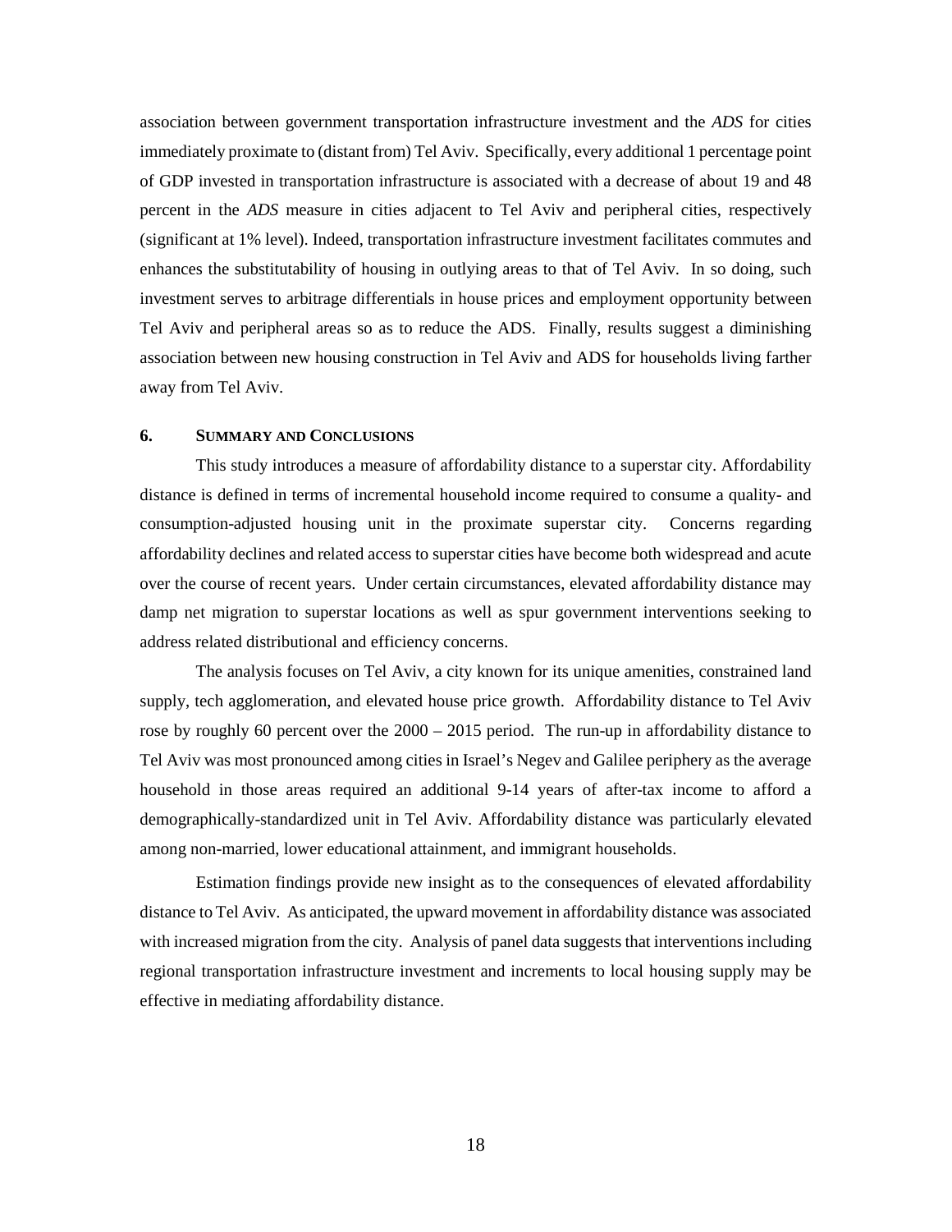association between government transportation infrastructure investment and the *ADS* for cities immediately proximate to (distant from) Tel Aviv. Specifically, every additional 1 percentage point of GDP invested in transportation infrastructure is associated with a decrease of about 19 and 48 percent in the *ADS* measure in cities adjacent to Tel Aviv and peripheral cities, respectively (significant at 1% level). Indeed, transportation infrastructure investment facilitates commutes and enhances the substitutability of housing in outlying areas to that of Tel Aviv. In so doing, such investment serves to arbitrage differentials in house prices and employment opportunity between Tel Aviv and peripheral areas so as to reduce the ADS. Finally, results suggest a diminishing association between new housing construction in Tel Aviv and ADS for households living farther away from Tel Aviv.

## 6. Summary and Conclusions

This study introduces a measure of affordability distance to a superstar city. Affordability distance is defined in terms of incremental household income required to consume a quality- and consumption-adjusted housing unit in the proximate superstar city. Concerns regarding affordability declines and related access to superstar cities have become both widespread and acute over the course of recent years. Under certain circumstances, elevated affordability distance may damp net migration to superstar locations as well as spur government interventions seeking to address related distributional and efficiency concerns.

The analysis focuses on Tel Aviv, a city known for its unique amenities, constrained land supply, tech agglomeration, and elevated house price growth. Affordability distance to Tel Aviv rose by roughly 60 percent over the 2000 – 2015 period. The run-up in affordability distance to Tel Aviv was most pronounced among cities in Israel's Negev and Galilee periphery as the average household in those areas required an additional 9-14 years of after-tax income to afford a demographically-standardized unit in Tel Aviv. Affordability distance was particularly elevated among non-married, lower educational attainment, and immigrant households.

Estimation findings provide new insight as to the consequences of elevated affordability distance to Tel Aviv. As anticipated, the upward movement in affordability distance was associated with increased migration from the city. Analysis of panel data suggests that interventions including regional transportation infrastructure investment and increments to local housing supply may be effective in mediating affordability distance.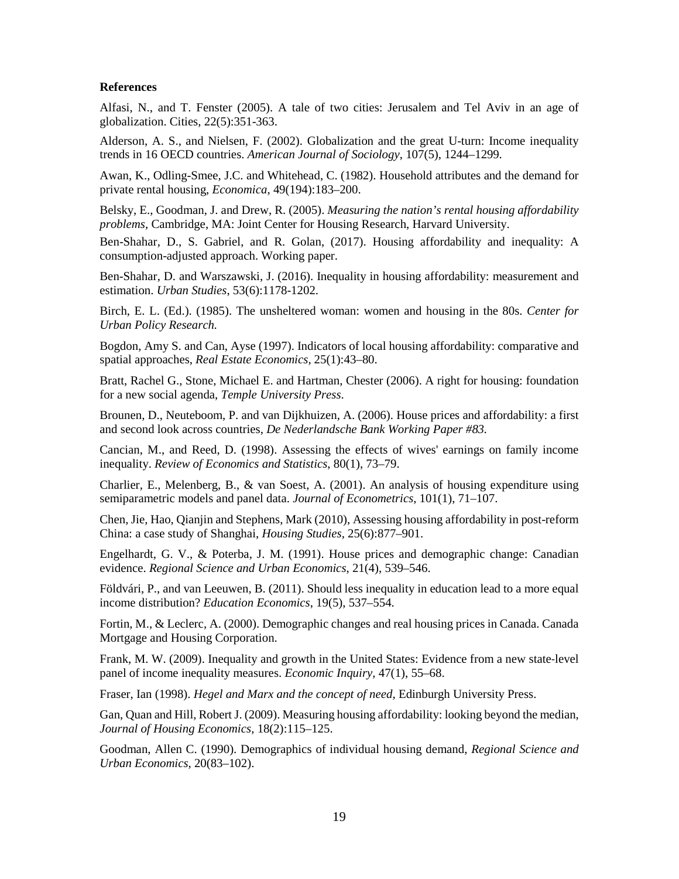**References**

Alfasi, N., and T. Fenster (2005). A tale of two cities: Jerusalem and Tel Aviv in an age of globalization. Cities, 22(5):351-363.

Alderson, A. S., and Nielsen, F. (2002). Globalization and the great U-turn: Income inequality trends in 16 OECD countries. *American Journal of Sociology*, 107(5), 1244–1299.

Awan, K., Odling-Smee, J.C. and Whitehead, C. (1982). Household attributes and the demand for private rental housing, *Economica*, 49(194):183–200.

Belsky, E., Goodman, J. and Drew, R. (2005). *Measuring the nation's rental housing affordability problems*, Cambridge, MA: Joint Center for Housing Research, Harvard University.

Ben-Shahar, D., S. Gabriel, and R. Golan, (2017). Housing affordability and inequality: A consumption-adjusted approach. Working paper.

Ben-Shahar, D. and Warszawski, J. (2016). Inequality in housing affordability: measurement and estimation. *Urban Studies*, 53(6):1178-1202.

Birch, E. L. (Ed.). (1985). The unsheltered woman: women and housing in the 80s. *Center for Urban Policy Research.*

Bogdon, Amy S. and Can, Ayse (1997). Indicators of local housing affordability: comparative and spatial approaches, *Real Estate Economics*, 25(1):43–80.

Bratt, Rachel G., Stone, Michael E. and Hartman, Chester (2006). A right for housing: foundation for a new social agenda, *Temple University Press*.

Brounen, D., Neuteboom, P. and van Dijkhuizen, A. (2006). House prices and affordability: a first and second look across countries, *De Nederlandsche Bank Working Paper #83.*

Cancian, M., and Reed, D. (1998). Assessing the effects of wives' earnings on family income inequality. *Review of Economics and Statistics*, 80(1), 73–79.

Charlier, E., Melenberg, B., & van Soest, A. (2001). An analysis of housing expenditure using semiparametric models and panel data. *Journal of Econometrics*, 101(1), 71–107.

Chen, Jie, Hao, Qianjin and Stephens, Mark (2010), Assessing housing affordability in post-reform China: a case study of Shanghai, *Housing Studies*, 25(6):877–901.

Engelhardt, G. V., & Poterba, J. M. (1991). House prices and demographic change: Canadian evidence. *Regional Science and Urban Economics*, 21(4), 539–546.

Földvári, P., and van Leeuwen, B. (2011). Should less inequality in education lead to a more equal income distribution? *Education Economics*, 19(5), 537–554.

Fortin, M., & Leclerc, A. (2000). Demographic changes and real housing prices in Canada. Canada Mortgage and Housing Corporation.

Frank, M. W. (2009). Inequality and growth in the United States: Evidence from a new state-level panel of income inequality measures. *Economic Inquiry*, 47(1), 55–68.

Fraser, Ian (1998). *Hegel and Marx and the concept of need*, Edinburgh University Press.

Gan, Quan and Hill, Robert J. (2009). Measuring housing affordability: looking beyond the median, *Journal of Housing Economics*, 18(2):115–125.

Goodman, Allen C. (1990). Demographics of individual housing demand, *Regional Science and Urban Economics*, 20(83–102).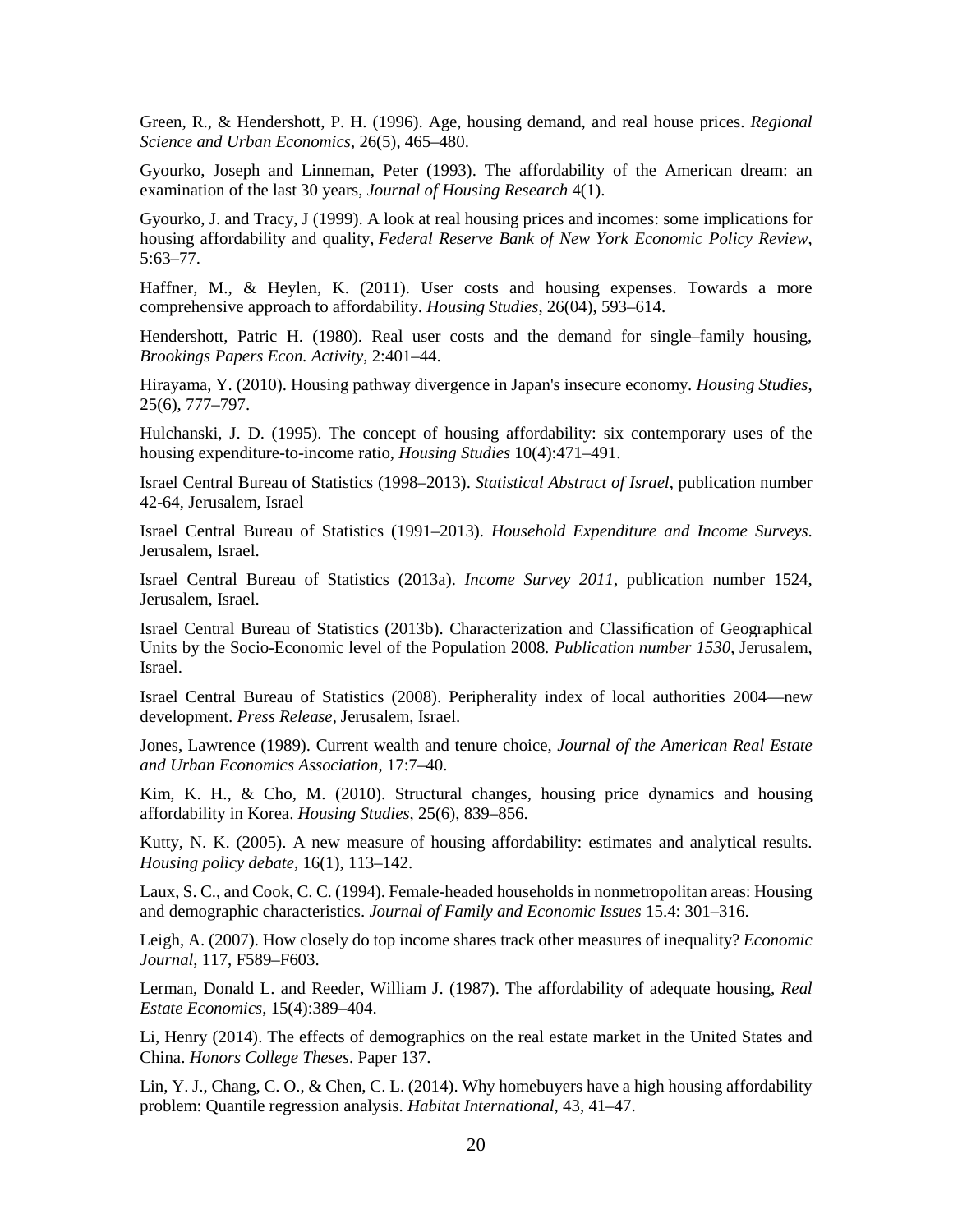Green, R., & Hendershott, P. H. (1996). Age, housing demand, and real house prices. *Regional Science and Urban Economics*, 26(5), 465–480.

Gyourko, Joseph and Linneman, Peter (1993). The affordability of the American dream: an examination of the last 30 years, *Journal of Housing Research* 4(1).

Gyourko, J. and Tracy, J (1999). A look at real housing prices and incomes: some implications for housing affordability and quality, *Federal Reserve Bank of New York Economic Policy Review*, 5:63–77.

Haffner, M., & Heylen, K. (2011). User costs and housing expenses. Towards a more comprehensive approach to affordability. *Housing Studies*, 26(04), 593–614.

Hendershott, Patric H. (1980). Real user costs and the demand for single–family housing, *Brookings Papers Econ. Activity*, 2:401–44.

Hirayama, Y. (2010). Housing pathway divergence in Japan's insecure economy. *Housing Studies*, 25(6), 777–797.

Hulchanski, J. D. (1995). The concept of housing affordability: six contemporary uses of the housing expenditure-to-income ratio, *Housing Studies* 10(4):471–491.

Israel Central Bureau of Statistics (1998–2013). *Statistical Abstract of Israel*, publication number 42-64, Jerusalem, Israel

Israel Central Bureau of Statistics (1991–2013). *Household Expenditure and Income Surveys*. Jerusalem, Israel.

Israel Central Bureau of Statistics (2013a). *Income Survey 2011*, publication number 1524, Jerusalem, Israel.

Israel Central Bureau of Statistics (2013b). Characterization and Classification of Geographical Units by the Socio-Economic level of the Population 2008. *Publication number 1530*, Jerusalem, Israel.

Israel Central Bureau of Statistics (2008). Peripherality index of local authorities 2004—new development. *Press Release*, Jerusalem, Israel.

Jones, Lawrence (1989). Current wealth and tenure choice, *Journal of the American Real Estate and Urban Economics Association*, 17:7–40.

Kim, K. H., & Cho, M. (2010). Structural changes, housing price dynamics and housing affordability in Korea. *Housing Studies*, 25(6), 839–856.

Kutty, N. K. (2005). A new measure of housing affordability: estimates and analytical results. *Housing policy debate*, 16(1), 113–142.

Laux, S. C., and Cook, C. C. (1994). Female-headed households in nonmetropolitan areas: Housing and demographic characteristics. *Journal of Family and Economic Issues* 15.4: 301–316.

Leigh, A. (2007). How closely do top income shares track other measures of inequality? *Economic Journal*, 117, F589–F603.

Lerman, Donald L. and Reeder, William J. (1987). The affordability of adequate housing, *Real Estate Economics*, 15(4):389–404.

Li, Henry (2014). The effects of demographics on the real estate market in the United States and China. *Honors College Theses*. Paper 137.

Lin, Y. J., Chang, C. O., & Chen, C. L. (2014). Why homebuyers have a high housing affordability problem: Quantile regression analysis. *Habitat International*, 43, 41–47.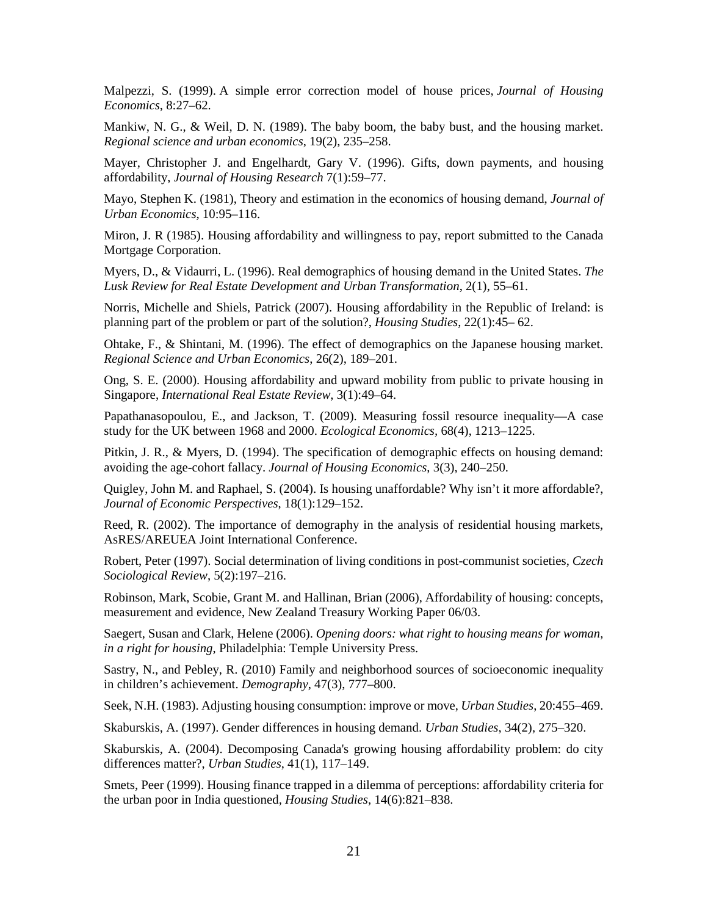Malpezzi, S. (1999). A simple error correction model of house prices, *Journal of Housing Economics*, 8:27–62.

Mankiw, N. G., & Weil, D. N. (1989). The baby boom, the baby bust, and the housing market. *Regional science and urban economics*, 19(2), 235–258.

Mayer, Christopher J. and Engelhardt, Gary V. (1996). Gifts, down payments, and housing affordability, *Journal of Housing Research* 7(1):59–77.

Mayo, Stephen K. (1981), Theory and estimation in the economics of housing demand, *Journal of Urban Economics*, 10:95–116.

Miron, J. R (1985). Housing affordability and willingness to pay, report submitted to the Canada Mortgage Corporation.

Myers, D., & Vidaurri, L. (1996). Real demographics of housing demand in the United States. *The Lusk Review for Real Estate Development and Urban Transformation*, 2(1), 55–61.

Norris, Michelle and Shiels, Patrick (2007). Housing affordability in the Republic of Ireland: is planning part of the problem or part of the solution?, *Housing Studies*, 22(1):45– 62.

Ohtake, F., & Shintani, M. (1996). The effect of demographics on the Japanese housing market. *Regional Science and Urban Economics*, 26(2), 189–201.

Ong, S. E. (2000). Housing affordability and upward mobility from public to private housing in Singapore, *International Real Estate Review*, 3(1):49–64.

Papathanasopoulou, E., and Jackson, T. (2009). Measuring fossil resource inequality—A case study for the UK between 1968 and 2000. *Ecological Economics*, 68(4), 1213–1225.

Pitkin, J. R., & Myers, D. (1994). The specification of demographic effects on housing demand: avoiding the age-cohort fallacy. *Journal of Housing Economics*, 3(3), 240–250.

Quigley, John M. and Raphael, S. (2004). Is housing unaffordable? Why isn't it more affordable?, *Journal of Economic Perspectives*, 18(1):129–152.

Reed, R. (2002). The importance of demography in the analysis of residential housing markets, AsRES/AREUEA Joint International Conference.

Robert, Peter (1997). Social determination of living conditions in post-communist societies, *Czech Sociological Review*, 5(2):197–216.

Robinson, Mark, Scobie, Grant M. and Hallinan, Brian (2006), Affordability of housing: concepts, measurement and evidence, New Zealand Treasury Working Paper 06/03.

Saegert, Susan and Clark, Helene (2006). *Opening doors: what right to housing means for woman, in a right for housing*, Philadelphia: Temple University Press.

Sastry, N., and Pebley, R. (2010) Family and neighborhood sources of socioeconomic inequality in children's achievement. *Demography*, 47(3), 777–800.

Seek, N.H. (1983). Adjusting housing consumption: improve or move, *Urban Studies*, 20:455–469.

Skaburskis, A. (1997). Gender differences in housing demand. *Urban Studies*, 34(2), 275–320.

Skaburskis, A. (2004). Decomposing Canada's growing housing affordability problem: do city differences matter?, *Urban Studies*, 41(1), 117–149.

Smets, Peer (1999). Housing finance trapped in a dilemma of perceptions: affordability criteria for the urban poor in India questioned, *Housing Studies*, 14(6):821–838.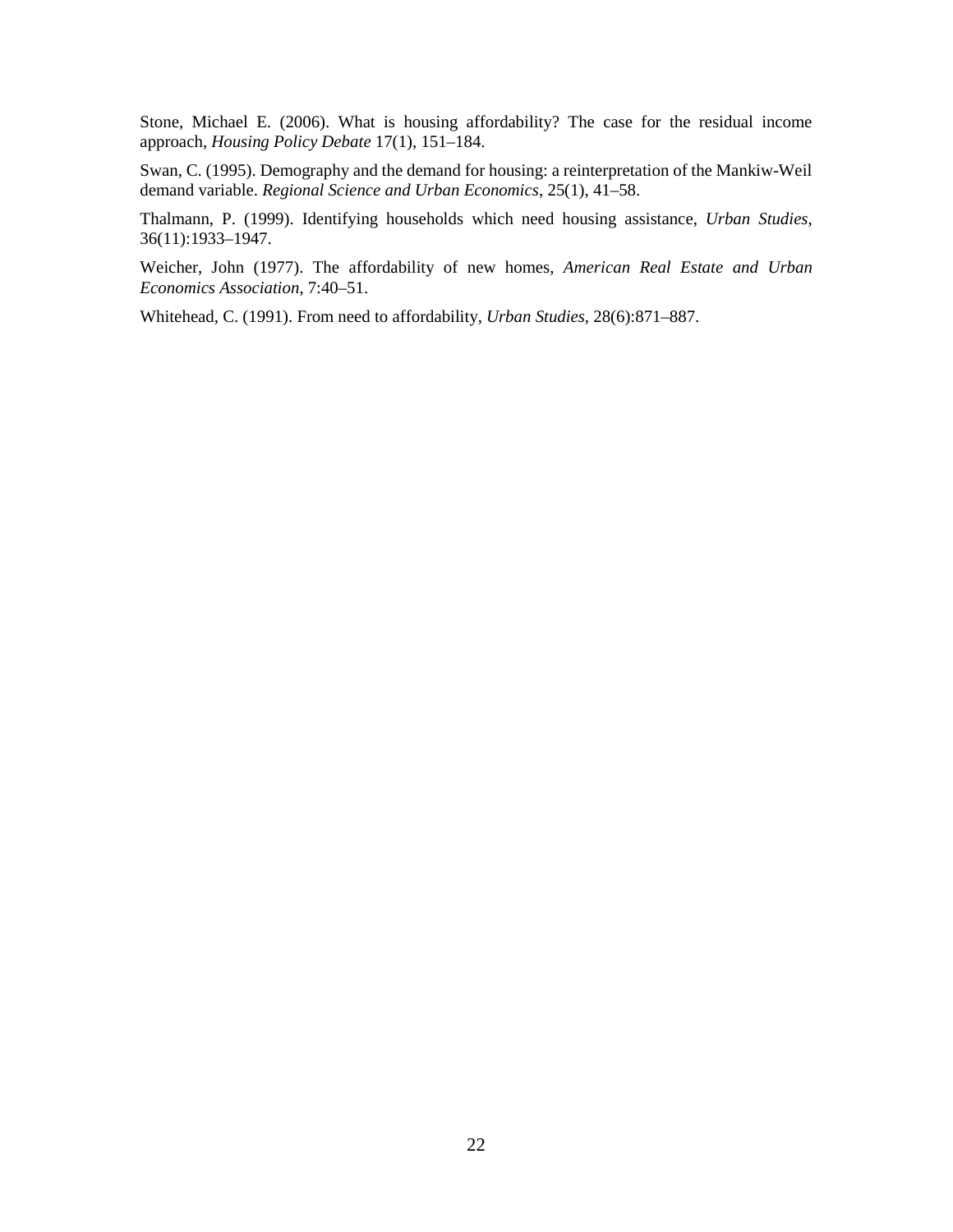Stone, Michael E. (2006). What is housing affordability? The case for the residual income approach, *Housing Policy Debate* 17(1), 151–184.

Swan, C. (1995). Demography and the demand for housing: a reinterpretation of the Mankiw-Weil demand variable. *Regional Science and Urban Economics*, 25(1), 41–58.

Thalmann, P. (1999). Identifying households which need housing assistance, *Urban Studies*, 36(11):1933–1947.

Weicher, John (1977). The affordability of new homes, *American Real Estate and Urban Economics Association*, 7:40–51.

Whitehead, C. (1991). From need to affordability, *Urban Studies*, 28(6):871–887.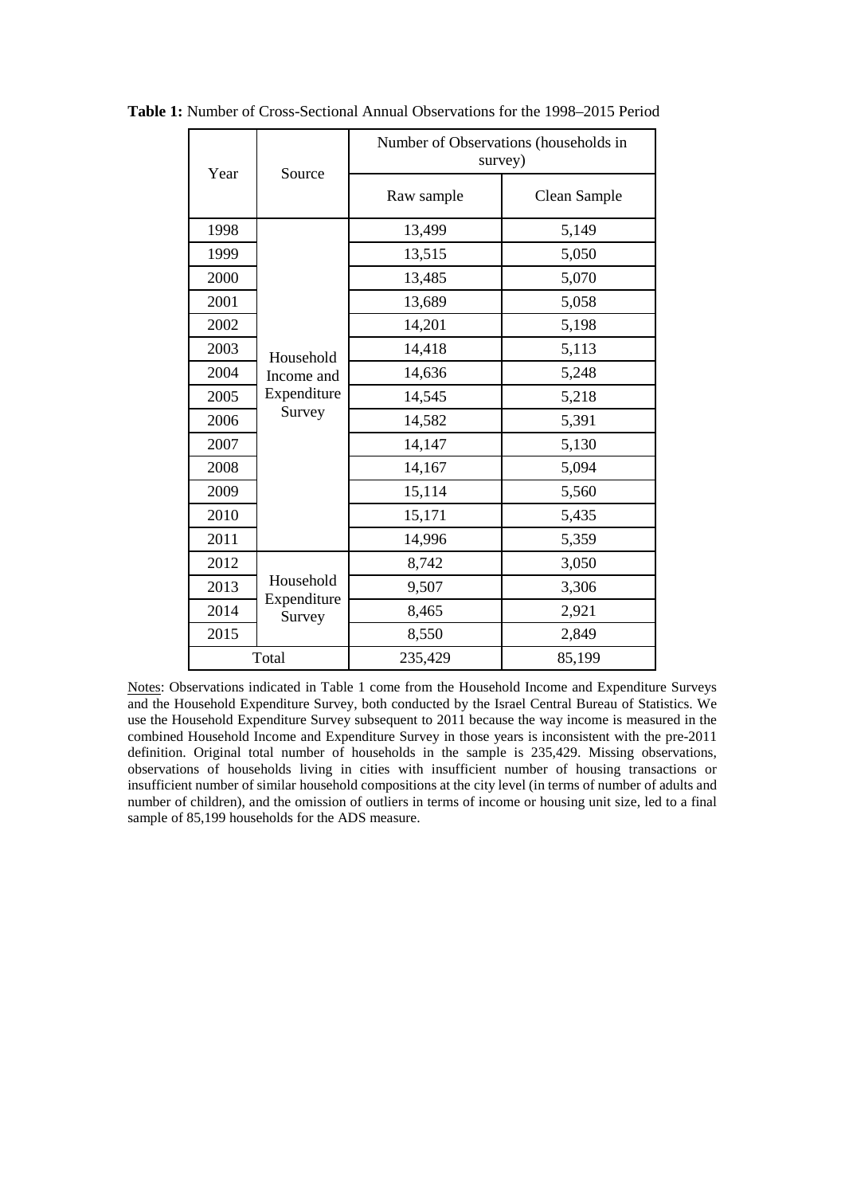**Table 1:** Number of Cross-Sectional Annual Observations for the 1998–2015 Period

| Year | Source | Number of Observations (households in survey) | |
|---|---|---|---|
| | | Raw sample | Clean Sample |
| 1998 | Household Income and Expenditure Survey | 13,499 | 5,149 |
| 1999 | | 13,515 | 5,050 |
| 2000 | | 13,485 | 5,070 |
| 2001 | | 13,689 | 5,058 |
| 2002 | | 14,201 | 5,198 |
| 2003 | | 14,418 | 5,113 |
| 2004 | | 14,636 | 5,248 |
| 2005 | | 14,545 | 5,218 |
| 2006 | | 14,582 | 5,391 |
| 2007 | | 14,147 | 5,130 |
| 2008 | | 14,167 | 5,094 |
| 2009 | | 15,114 | 5,560 |
| 2010 | | 15,171 | 5,435 |
| 2011 | | 14,996 | 5,359 |
| 2012 | Household Expenditure Survey | 8,742 | 3,050 |
| 2013 | | 9,507 | 3,306 |
| 2014 | | 8,465 | 2,921 |
| 2015 | | 8,550 | 2,849 |
| Total | | 235,429 | 85,199 |

Notes: Observations indicated in Table 1 come from the Household Income and Expenditure Surveys and the Household Expenditure Survey, both conducted by the Israel Central Bureau of Statistics. We use the Household Expenditure Survey subsequent to 2011 because the way income is measured in the combined Household Income and Expenditure Survey in those years is inconsistent with the pre-2011 definition. Original total number of households in the sample is 235,429. Missing observations, observations of households living in cities with insufficient number of housing transactions or insufficient number of similar household compositions at the city level (in terms of number of adults and number of children), and the omission of outliers in terms of income or housing unit size, led to a final sample of 85,199 households for the ADS measure.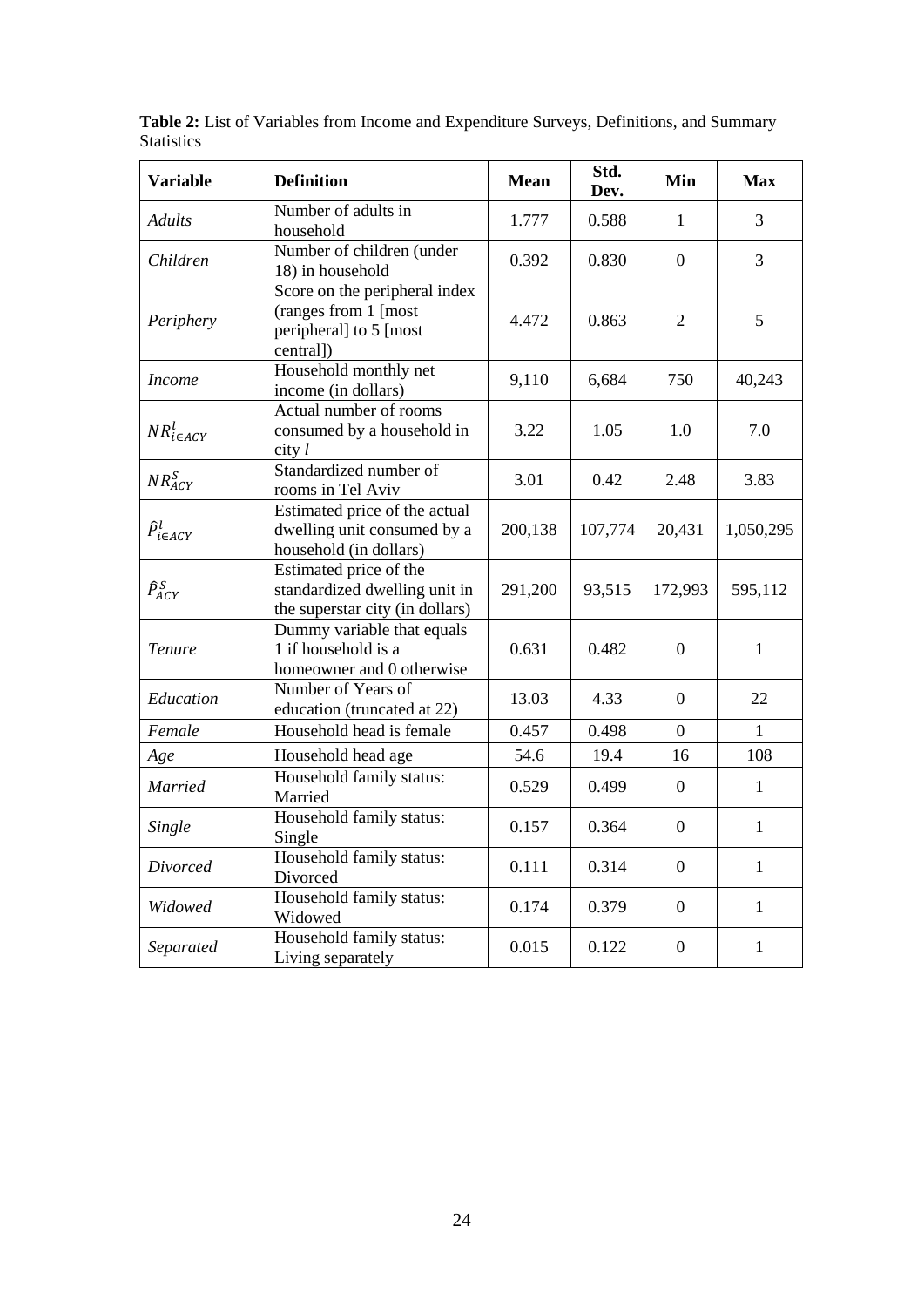**Table 2:** List of Variables from Income and Expenditure Surveys, Definitions, and Summary Statistics

| Variable | Definition | Mean | Std. Dev. | Min | Max |
|---|---|---|---|---|---|
| *Adults* | Number of adults in household | 1.777 | 0.588 | 1 | 3 |
| *Children* | Number of children (under 18) in household | 0.392 | 0.830 | 0 | 3 |
| *Periphery* | Score on the peripheral index (ranges from 1 [most peripheral] to 5 [most central]) | 4.472 | 0.863 | 2 | 5 |
| *Income* | Household monthly net income (in dollars) | 9,110 | 6,684 | 750 | 40,243 |
| $NR^{l}_{i \in ACY}$ | Actual number of rooms consumed by a household in city *l* | 3.22 | 1.05 | 1.0 | 7.0 |
| $NR^{S}_{ACY}$ | Standardized number of rooms in Tel Aviv | 3.01 | 0.42 | 2.48 | 3.83 |
| $\hat{P}^{l}_{i \in ACY}$ | Estimated price of the actual dwelling unit consumed by a household (in dollars) | 200,138 | 107,774 | 20,431 | 1,050,295 |
| $\hat{P}^{S}_{ACY}$ | Estimated price of the standardized dwelling unit in the superstar city (in dollars) | 291,200 | 93,515 | 172,993 | 595,112 |
| *Tenure* | Dummy variable that equals 1 if household is a homeowner and 0 otherwise | 0.631 | 0.482 | 0 | 1 |
| *Education* | Number of Years of education (truncated at 22) | 13.03 | 4.33 | 0 | 22 |
| *Female* | Household head is female | 0.457 | 0.498 | 0 | 1 |
| *Age* | Household head age | 54.6 | 19.4 | 16 | 108 |
| *Married* | Household family status: Married | 0.529 | 0.499 | 0 | 1 |
| *Single* | Household family status: Single | 0.157 | 0.364 | 0 | 1 |
| *Divorced* | Household family status: Divorced | 0.111 | 0.314 | 0 | 1 |
| *Widowed* | Household family status: Widowed | 0.174 | 0.379 | 0 | 1 |
| *Separated* | Household family status: Living separately | 0.015 | 0.122 | 0 | 1 |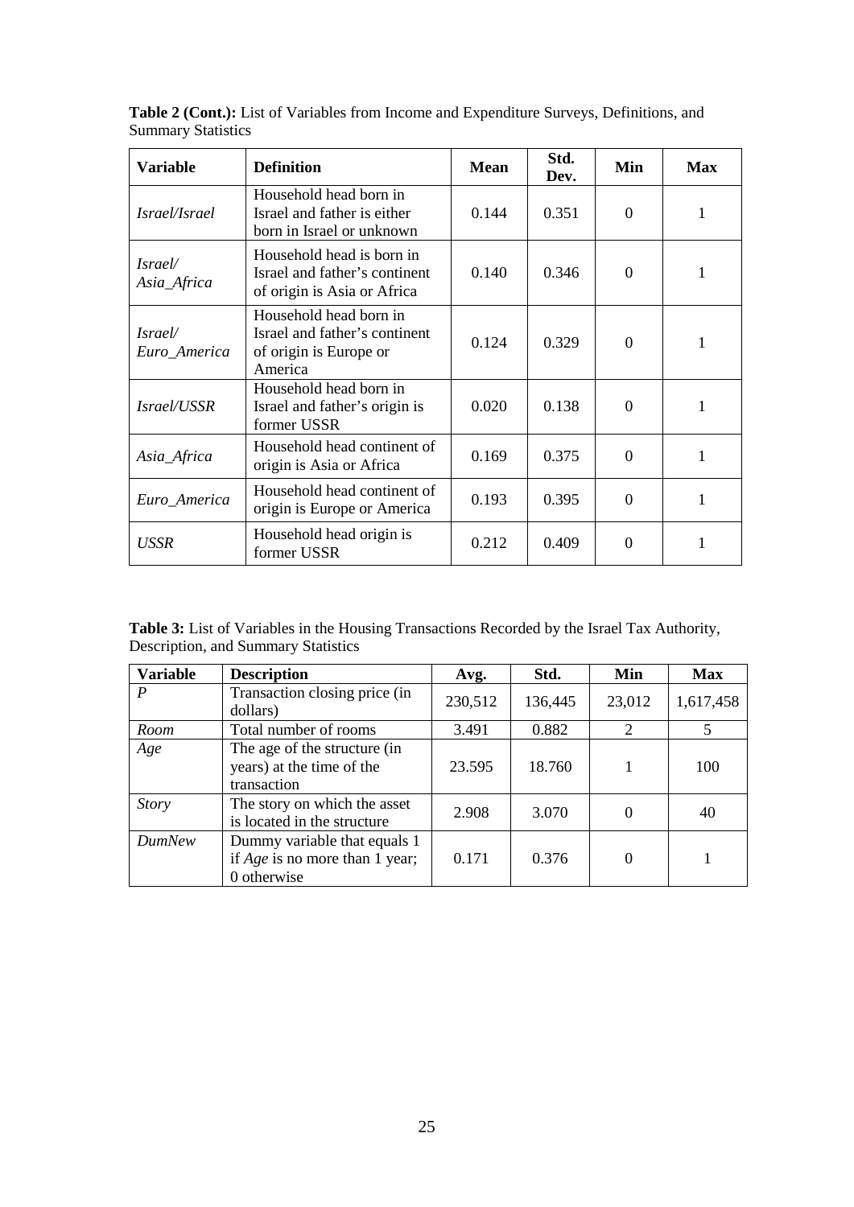**Table 2 (Cont.):** List of Variables from Income and Expenditure Surveys, Definitions, and Summary Statistics

| Variable | Definition | Mean | Std. Dev. | Min | Max |
|---|---|---|---|---|---|
| *Israel/Israel* | Household head born in Israel and father is either born in Israel or unknown | 0.144 | 0.351 | 0 | 1 |
| *Israel/ Asia_Africa* | Household head is born in Israel and father's continent of origin is Asia or Africa | 0.140 | 0.346 | 0 | 1 |
| *Israel/ Euro_America* | Household head born in Israel and father's continent of origin is Europe or America | 0.124 | 0.329 | 0 | 1 |
| *Israel/USSR* | Household head born in Israel and father's origin is former USSR | 0.020 | 0.138 | 0 | 1 |
| *Asia_Africa* | Household head continent of origin is Asia or Africa | 0.169 | 0.375 | 0 | 1 |
| *Euro_America* | Household head continent of origin is Europe or America | 0.193 | 0.395 | 0 | 1 |
| *USSR* | Household head origin is former USSR | 0.212 | 0.409 | 0 | 1 |

**Table 3:** List of Variables in the Housing Transactions Recorded by the Israel Tax Authority, Description, and Summary Statistics

| Variable | Description | Avg. | Std. | Min | Max |
|---|---|---|---|---|---|
| *P* | Transaction closing price (in dollars) | 230,512 | 136,445 | 23,012 | 1,617,458 |
| *Room* | Total number of rooms | 3.491 | 0.882 | 2 | 5 |
| *Age* | The age of the structure (in years) at the time of the transaction | 23.595 | 18.760 | 1 | 100 |
| *Story* | The story on which the asset is located in the structure | 2.908 | 3.070 | 0 | 40 |
| *DumNew* | Dummy variable that equals 1 if *Age* is no more than 1 year; 0 otherwise | 0.171 | 0.376 | 0 | 1 |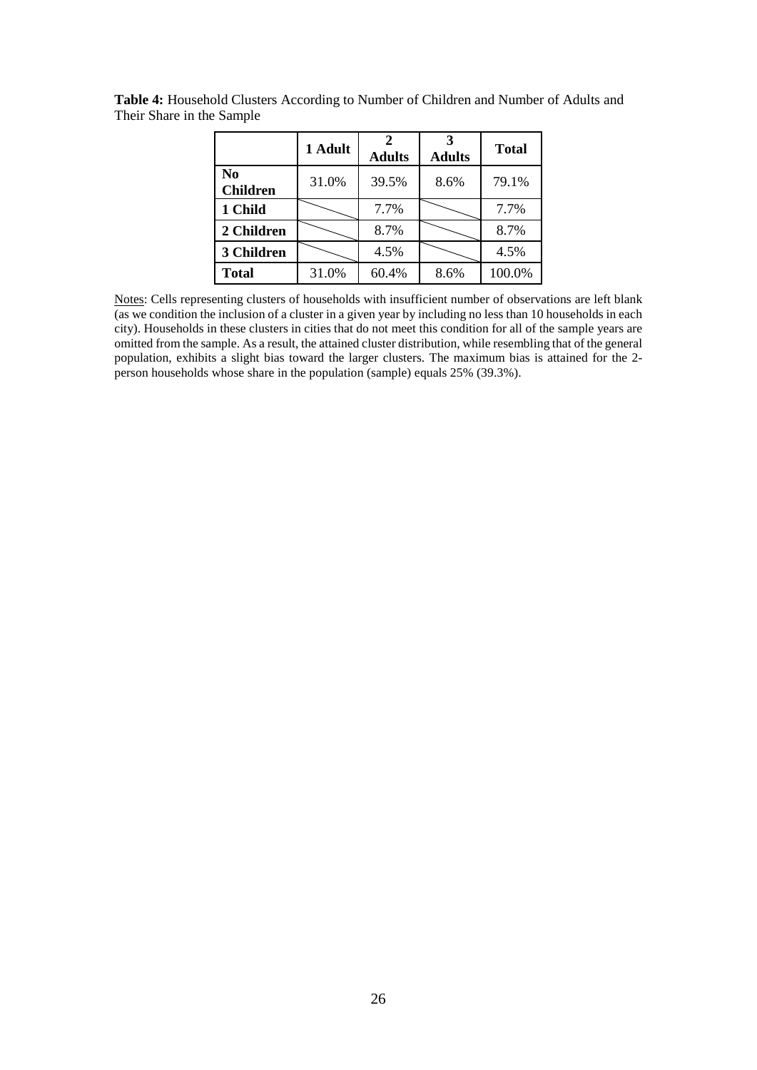**Table 4:** Household Clusters According to Number of Children and Number of Adults and Their Share in the Sample

| | 1 Adult | 2 Adults | 3 Adults | Total |
|---|---|---|---|---|
| **No Children** | 31.0% | 39.5% | 8.6% | 79.1% |
| **1 Child** | | 7.7% | | 7.7% |
| **2 Children** | | 8.7% | | 8.7% |
| **3 Children** | | 4.5% | | 4.5% |
| **Total** | 31.0% | 60.4% | 8.6% | 100.0% |

Notes: Cells representing clusters of households with insufficient number of observations are left blank (as we condition the inclusion of a cluster in a given year by including no less than 10 households in each city). Households in these clusters in cities that do not meet this condition for all of the sample years are omitted from the sample. As a result, the attained cluster distribution, while resembling that of the general population, exhibits a slight bias toward the larger clusters. The maximum bias is attained for the 2-person households whose share in the population (sample) equals 25% (39.3%).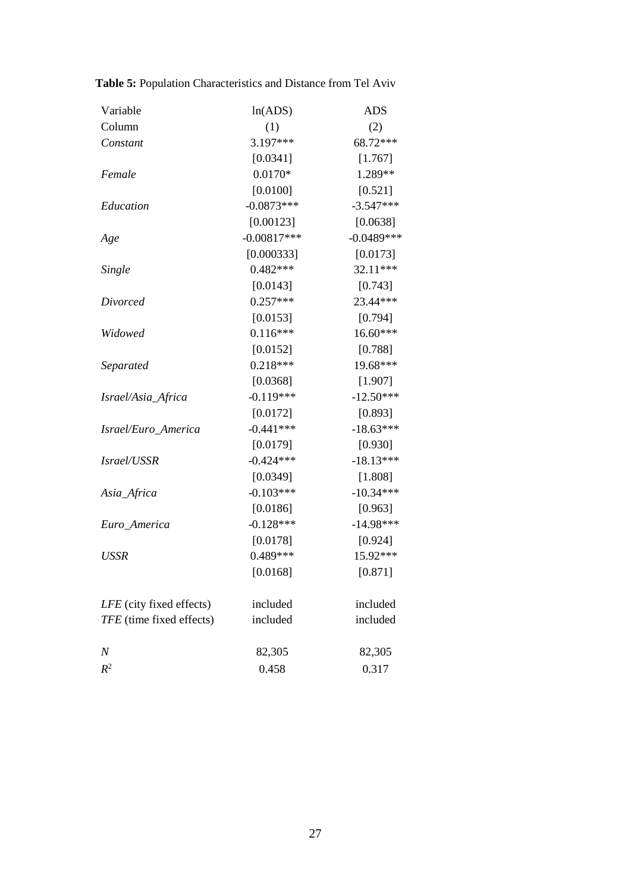**Table 5:** Population Characteristics and Distance from Tel Aviv

| Variable | ln(ADS) | ADS |
|---|---|---|
| Column | (1) | (2) |
| *Constant* | 3.197*** | 68.72*** |
| | [0.0341] | [1.767] |
| *Female* | 0.0170* | 1.289** |
| | [0.0100] | [0.521] |
| *Education* | -0.0873*** | -3.547*** |
| | [0.00123] | [0.0638] |
| *Age* | -0.00817*** | -0.0489*** |
| | [0.000333] | [0.0173] |
| *Single* | 0.482*** | 32.11*** |
| | [0.0143] | [0.743] |
| *Divorced* | 0.257*** | 23.44*** |
| | [0.0153] | [0.794] |
| *Widowed* | 0.116*** | 16.60*** |
| | [0.0152] | [0.788] |
| *Separated* | 0.218*** | 19.68*** |
| | [0.0368] | [1.907] |
| *Israel/Asia_Africa* | -0.119*** | -12.50*** |
| | [0.0172] | [0.893] |
| *Israel/Euro_America* | -0.441*** | -18.63*** |
| | [0.0179] | [0.930] |
| *Israel/USSR* | -0.424*** | -18.13*** |
| | [0.0349] | [1.808] |
| *Asia_Africa* | -0.103*** | -10.34*** |
| | [0.0186] | [0.963] |
| *Euro_America* | -0.128*** | -14.98*** |
| | [0.0178] | [0.924] |
| *USSR* | 0.489*** | 15.92*** |
| | [0.0168] | [0.871] |
| *LFE* (city fixed effects) | included | included |
| *TFE* (time fixed effects) | included | included |
| $N$ | 82,305 | 82,305 |
| $R^2$ | 0.458 | 0.317 |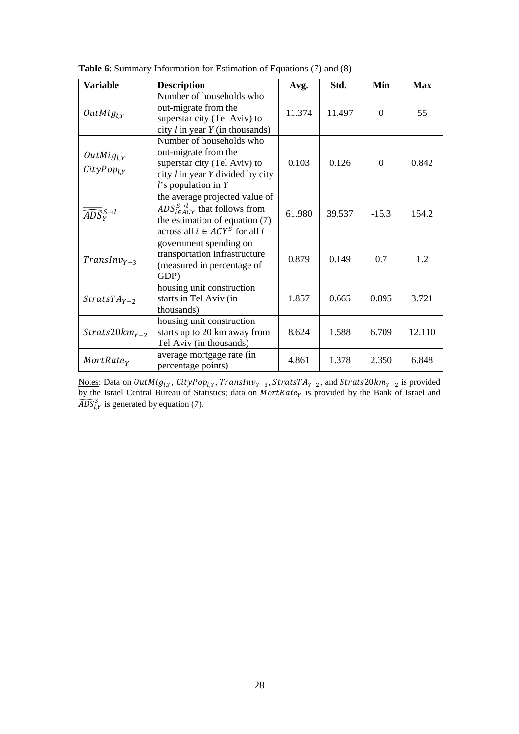**Table 6**: Summary Information for Estimation of Equations (7) and (8)

| Variable | Description | Avg. | Std. | Min | Max |
|---|---|---|---|---|---|
| $OutMig_{l,Y}$ | Number of households who out-migrate from the superstar city (Tel Aviv) to city $l$ in year $Y$ (in thousands) | 11.374 | 11.497 | 0 | 55 |
| $\frac{OutMig_{l,Y}}{CityPop_{l,Y}}$ | Number of households who out-migrate from the superstar city (Tel Aviv) to city $l$ in year $Y$ divided by city $l$'s population in $Y$ | 0.103 | 0.126 | 0 | 0.842 |
| $\overline{\widehat{ADS}}_{Y}^{S\rightarrow l}$ | the average projected value of $ADS_{i\in ACY}^{S\rightarrow l}$ that follows from the estimation of equation (7) across all $i \in ACY^{S}$ for all $l$ | 61.980 | 39.537 | -15.3 | 154.2 |
| $TransInv_{Y-3}$ | government spending on transportation infrastructure (measured in percentage of GDP) | 0.879 | 0.149 | 0.7 | 1.2 |
| $StratsTA_{Y-2}$ | housing unit construction starts in Tel Aviv (in thousands) | 1.857 | 0.665 | 0.895 | 3.721 |
| $Strats20km_{Y-2}$ | housing unit construction starts up to 20 km away from Tel Aviv (in thousands) | 8.624 | 1.588 | 6.709 | 12.110 |
| $MortRate_{Y}$ | average mortgage rate (in percentage points) | 4.861 | 1.378 | 2.350 | 6.848 |

Notes: Data on $OutMig_{l,Y}$, $CityPop_{l,Y}$, $TransInv_{Y-3}$, $StratsTA_{Y-2}$, and $Strats20km_{Y-2}$ is provided by the Israel Central Bureau of Statistics; data on $MortRate_{Y}$ is provided by the Bank of Israel and $\widehat{ADS}_{l,Y}^{S}$ is generated by equation (7).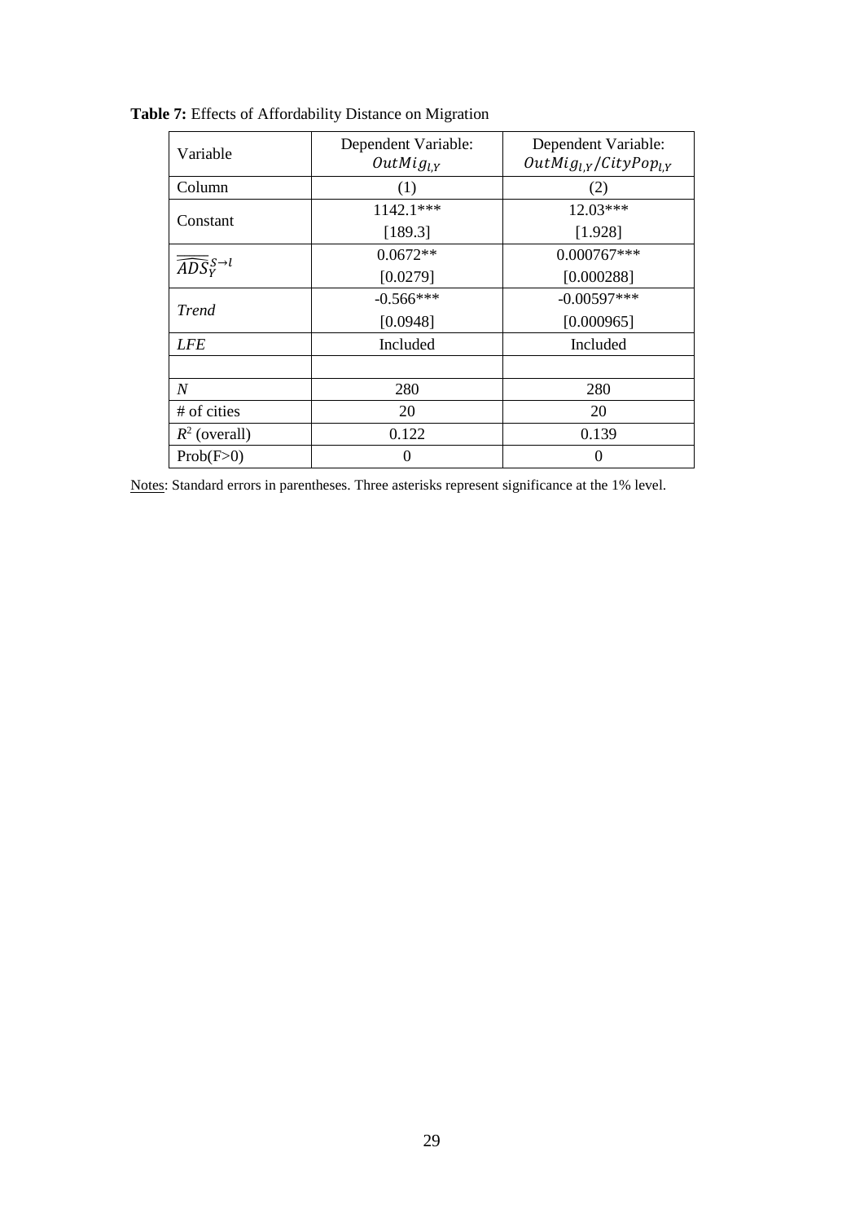**Table 7:** Effects of Affordability Distance on Migration

| Variable | Dependent Variable: $OutMig_{l,Y}$ | Dependent Variable: $OutMig_{l,Y}/CityPop_{l,Y}$ |
|---|---|---|
| Column | (1) | (2) |
| Constant | 1142.1*** | 12.03*** |
| | [189.3] | [1.928] |
| $\widehat{\overline{ADS}}_Y^{S\to l}$ | 0.0672** | 0.000767*** |
| | [0.0279] | [0.000288] |
| *Trend* | -0.566*** | -0.00597*** |
| | [0.0948] | [0.000965] |
| *LFE* | Included | Included |
| | | |
| *N* | 280 | 280 |
| # of cities | 20 | 20 |
| $R^2$ (overall) | 0.122 | 0.139 |
| Prob(F>0) | 0 | 0 |

Notes: Standard errors in parentheses. Three asterisks represent significance at the 1% level.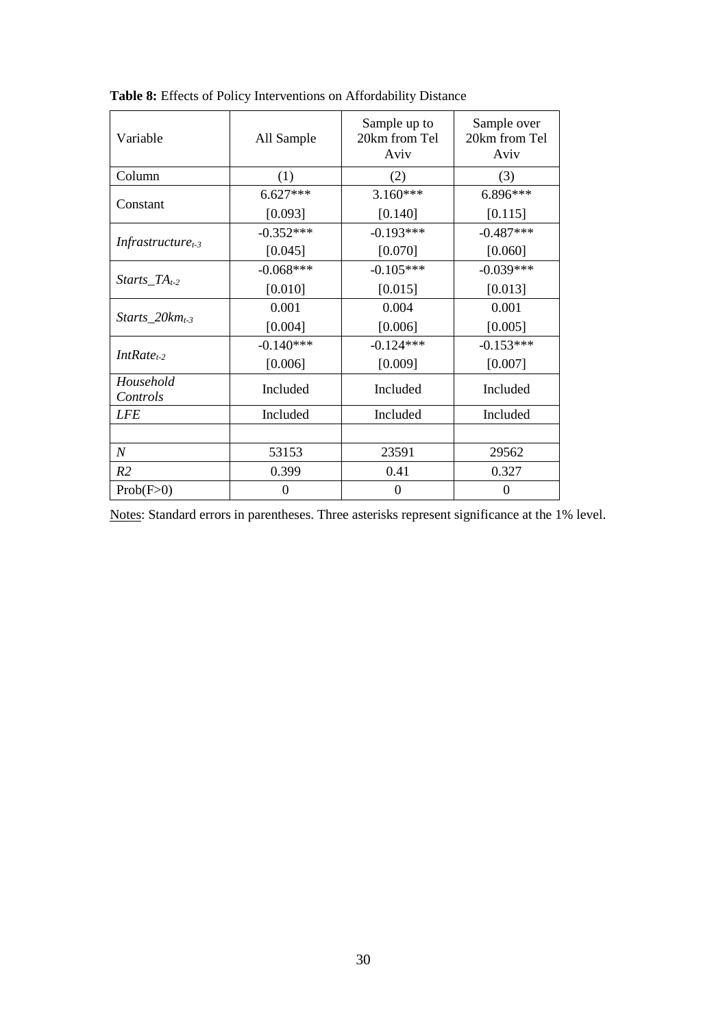**Table 8:** Effects of Policy Interventions on Affordability Distance

| Variable | All Sample | Sample up to 20km from Tel Aviv | Sample over 20km from Tel Aviv |
|---|---|---|---|
| Column | (1) | (2) | (3) |
| Constant | 6.627*** | 3.160*** | 6.896*** |
| | [0.093] | [0.140] | [0.115] |
| $Infrastructure_{t-3}$ | -0.352*** | -0.193*** | -0.487*** |
| | [0.045] | [0.070] | [0.060] |
| $Starts\_TA_{t-2}$ | -0.068*** | -0.105*** | -0.039*** |
| | [0.010] | [0.015] | [0.013] |
| $Starts\_20km_{t-3}$ | 0.001 | 0.004 | 0.001 |
| | [0.004] | [0.006] | [0.005] |
| $IntRate_{t-2}$ | -0.140*** | -0.124*** | -0.153*** |
| | [0.006] | [0.009] | [0.007] |
| *Household Controls* | Included | Included | Included |
| *LFE* | Included | Included | Included |
| | | | |
| *N* | 53153 | 23591 | 29562 |
| *R2* | 0.399 | 0.41 | 0.327 |
| Prob(F>0) | 0 | 0 | 0 |

Notes: Standard errors in parentheses. Three asterisks represent significance at the 1% level.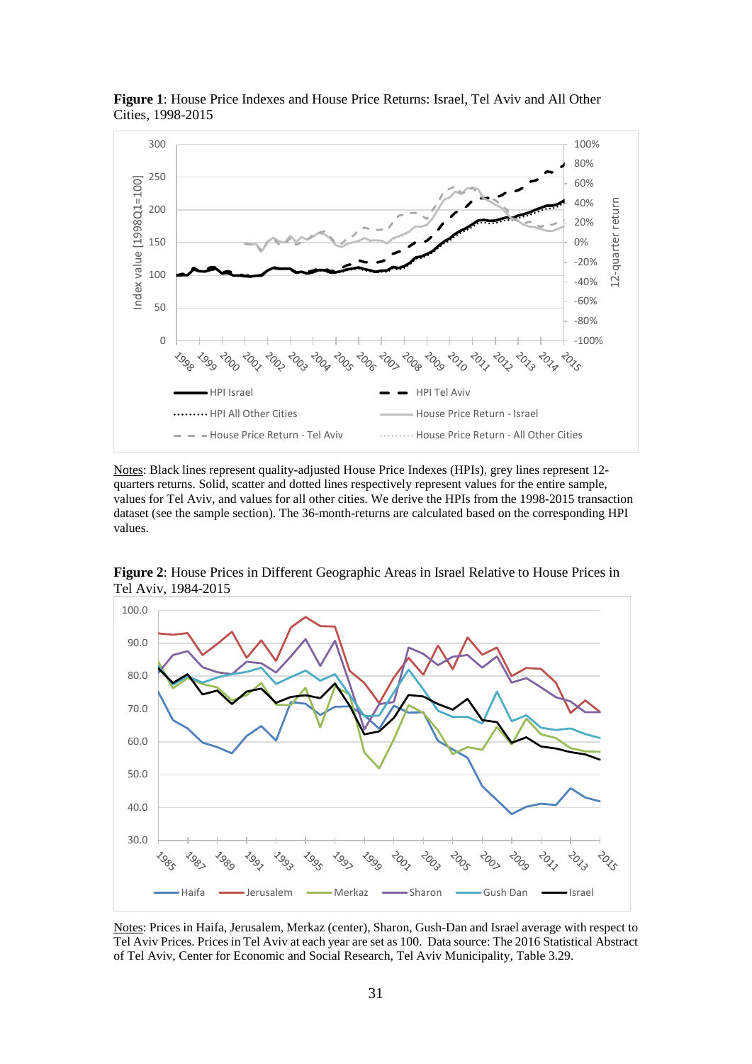**Figure 1**: House Price Indexes and House Price Returns: Israel, Tel Aviv and All Other Cities, 1998-2015

Notes: Black lines represent quality-adjusted House Price Indexes (HPIs), grey lines represent 12-quarters returns. Solid, scatter and dotted lines respectively represent values for the entire sample, values for Tel Aviv, and values for all other cities. We derive the HPIs from the 1998-2015 transaction dataset (see the sample section). The 36-month-returns are calculated based on the corresponding HPI values.

**Figure 2**: House Prices in Different Geographic Areas in Israel Relative to House Prices in Tel Aviv, 1984-2015

Notes: Prices in Haifa, Jerusalem, Merkaz (center), Sharon, Gush-Dan and Israel average with respect to Tel Aviv Prices. Prices in Tel Aviv at each year are set as 100. Data source: The 2016 Statistical Abstract of Tel Aviv, Center for Economic and Social Research, Tel Aviv Municipality, Table 3.29.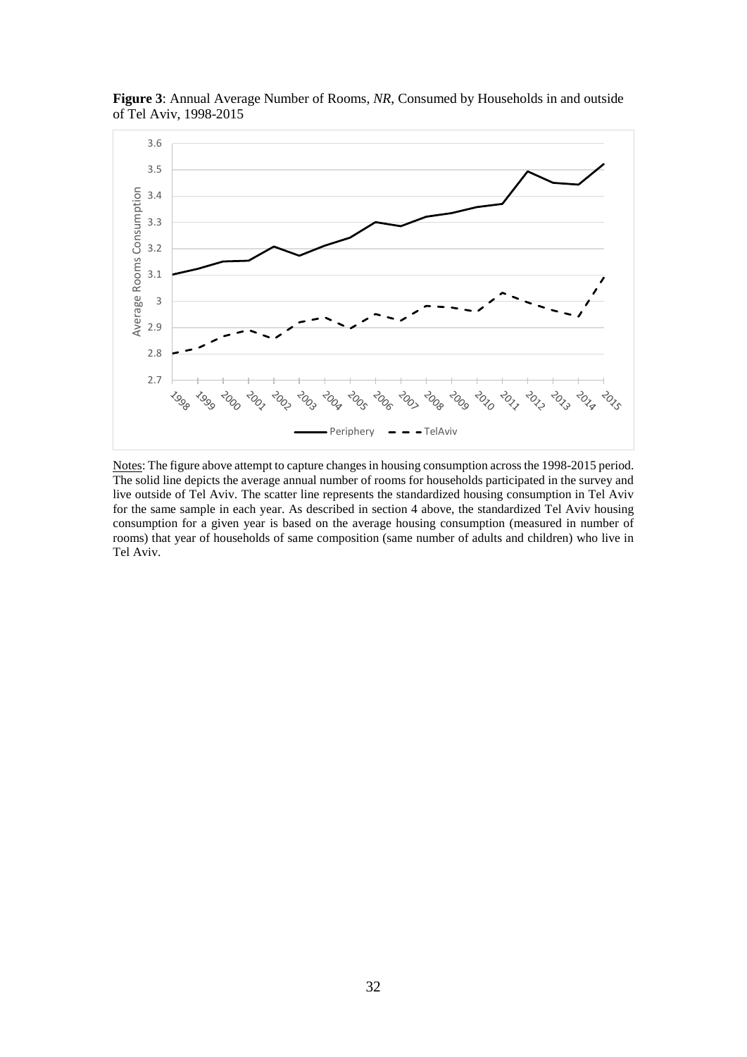**Figure 3**: Annual Average Number of Rooms, *NR*, Consumed by Households in and outside of Tel Aviv, 1998-2015

Notes: The figure above attempt to capture changes in housing consumption across the 1998-2015 period. The solid line depicts the average annual number of rooms for households participated in the survey and live outside of Tel Aviv. The scatter line represents the standardized housing consumption in Tel Aviv for the same sample in each year. As described in section 4 above, the standardized Tel Aviv housing consumption for a given year is based on the average housing consumption (measured in number of rooms) that year of households of same composition (same number of adults and children) who live in Tel Aviv.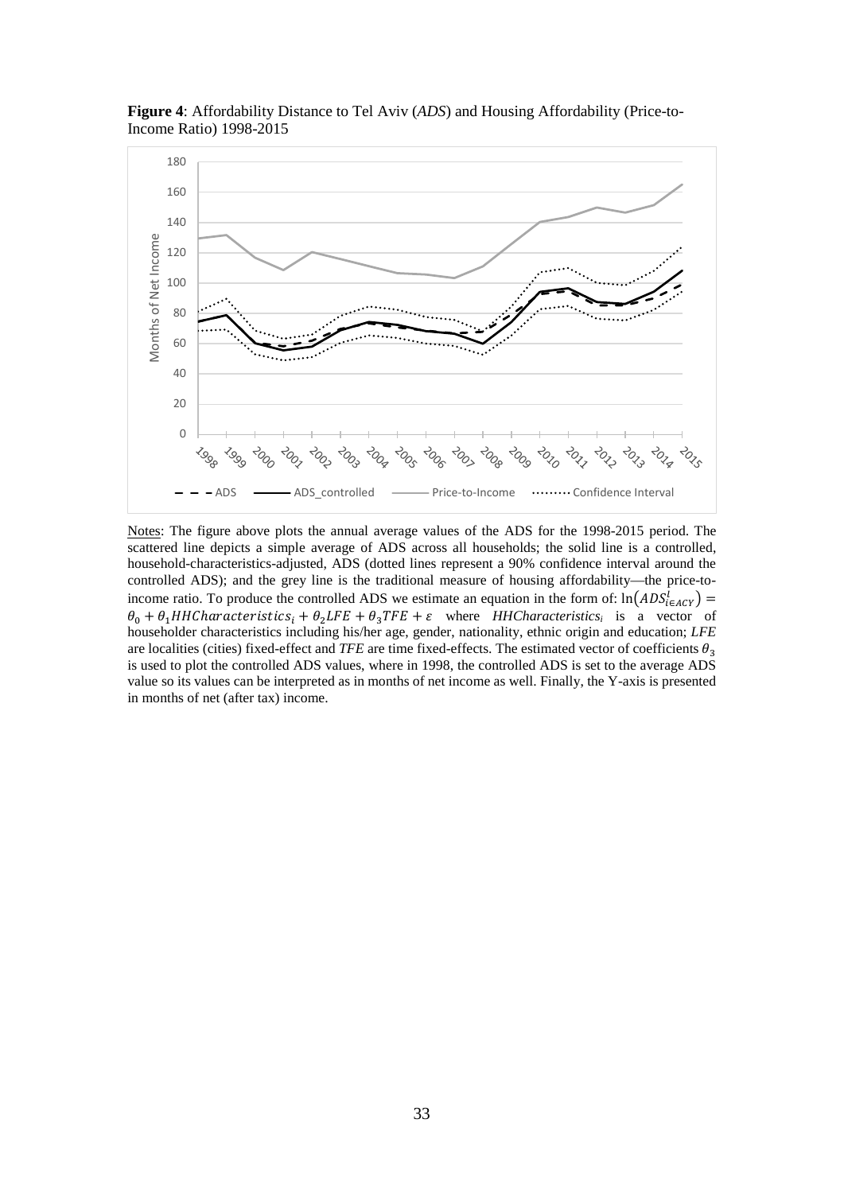**Figure 4**: Affordability Distance to Tel Aviv (*ADS*) and Housing Affordability (Price-to-Income Ratio) 1998-2015

Notes: The figure above plots the annual average values of the ADS for the 1998-2015 period. The scattered line depicts a simple average of ADS across all households; the solid line is a controlled, household-characteristics-adjusted, ADS (dotted lines represent a 90% confidence interval around the controlled ADS); and the grey line is the traditional measure of housing affordability—the price-to-income ratio. To produce the controlled ADS we estimate an equation in the form of: $\ln(ADS^{l}_{i \in ACY}) = \theta_0 + \theta_1 HHCharacteristics_i + \theta_2 LFE + \theta_3 TFE + \varepsilon$ where *HHCharacteristics*$_i$ is a vector of householder characteristics including his/her age, gender, nationality, ethnic origin and education; *LFE* are localities (cities) fixed-effect and *TFE* are time fixed-effects. The estimated vector of coefficients $\theta_3$ is used to plot the controlled ADS values, where in 1998, the controlled ADS is set to the average ADS value so its values can be interpreted as in months of net income as well. Finally, the Y-axis is presented in months of net (after tax) income.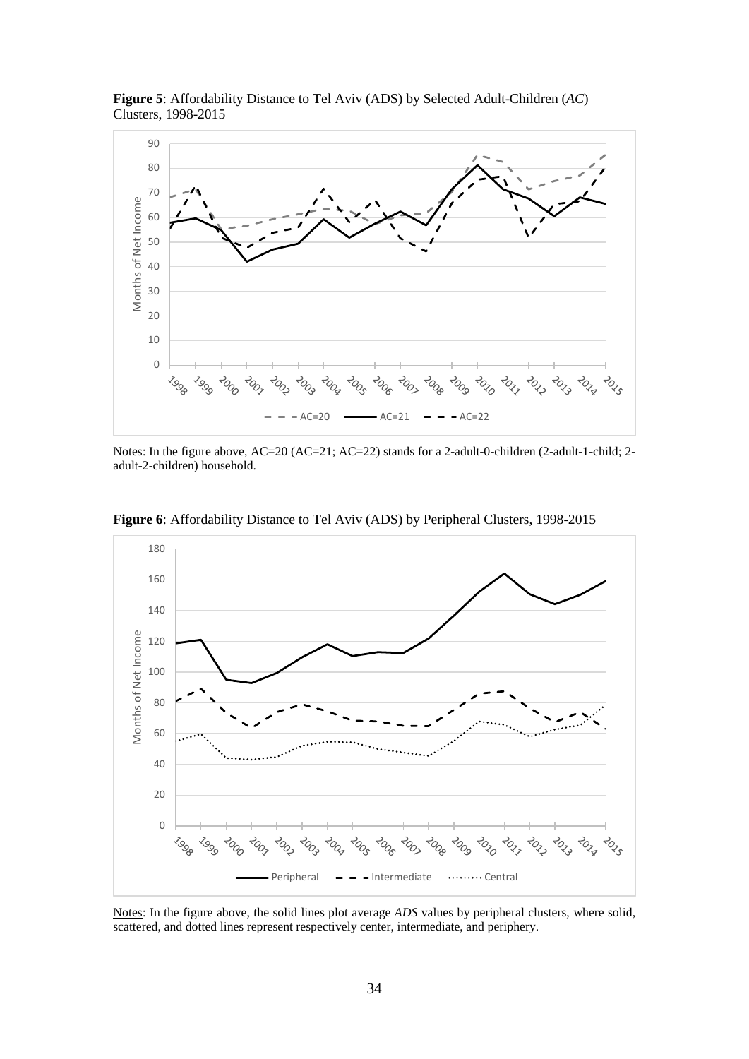**Figure 5**: Affordability Distance to Tel Aviv (ADS) by Selected Adult-Children (*AC*) Clusters, 1998-2015

Notes: In the figure above, AC=20 (AC=21; AC=22) stands for a 2-adult-0-children (2-adult-1-child; 2-adult-2-children) household.

**Figure 6**: Affordability Distance to Tel Aviv (ADS) by Peripheral Clusters, 1998-2015

Notes: In the figure above, the solid lines plot average *ADS* values by peripheral clusters, where solid, scattered, and dotted lines represent respectively center, intermediate, and periphery.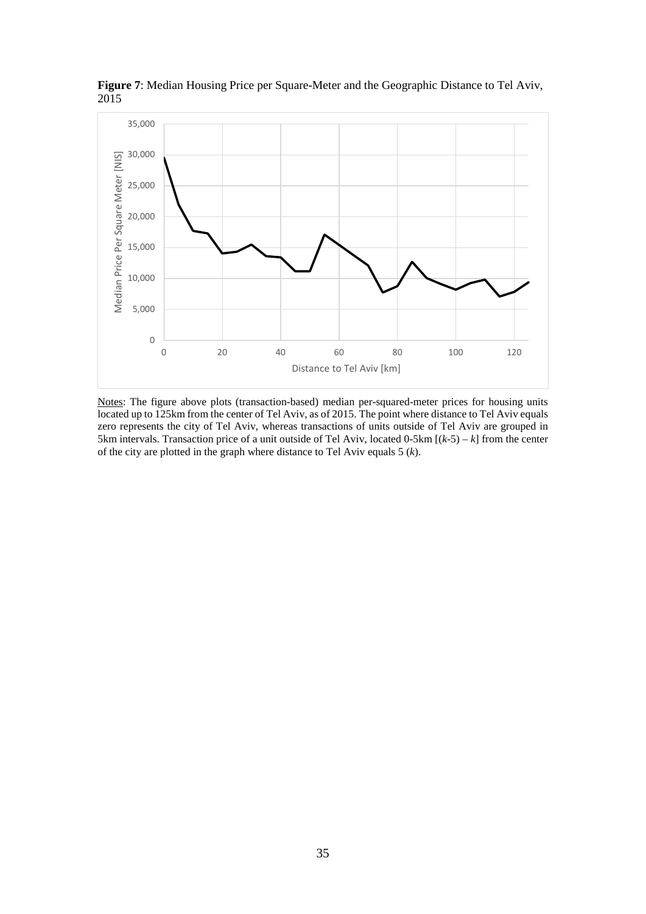**Figure 7**: Median Housing Price per Square-Meter and the Geographic Distance to Tel Aviv, 2015

Notes: The figure above plots (transaction-based) median per-squared-meter prices for housing units located up to 125km from the center of Tel Aviv, as of 2015. The point where distance to Tel Aviv equals zero represents the city of Tel Aviv, whereas transactions of units outside of Tel Aviv are grouped in 5km intervals. Transaction price of a unit outside of Tel Aviv, located 0-5km [$(k$-5$)$ – $k$] from the center of the city are plotted in the graph where distance to Tel Aviv equals 5 ($k$).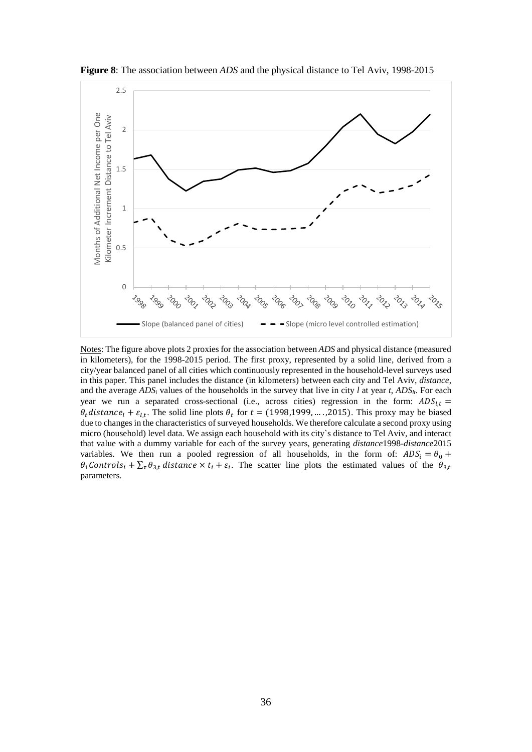**Figure 8**: The association between *ADS* and the physical distance to Tel Aviv, 1998-2015

Notes: The figure above plots 2 proxies for the association between *ADS* and physical distance (measured in kilometers), for the 1998-2015 period. The first proxy, represented by a solid line, derived from a city/year balanced panel of all cities which continuously represented in the household-level surveys used in this paper. This panel includes the distance (in kilometers) between each city and Tel Aviv, *distance*, and the average $ADS_i$ values of the households in the survey that live in city *l* at year *t*, $ADS_{lt}$. For each year we run a separated cross-sectional (i.e., across cities) regression in the form: $ADS_{l,t} = \theta_t distance_l + \varepsilon_{l,t}$. The solid line plots $\theta_t$ for $t = (1998, 1999, \ldots, 2015)$. This proxy may be biased due to changes in the characteristics of surveyed households. We therefore calculate a second proxy using micro (household) level data. We assign each household with its city`s distance to Tel Aviv, and interact that value with a dummy variable for each of the survey years, generating *distance*1998-*distance*2015 variables. We then run a pooled regression of all households, in the form of: $ADS_i = \theta_0 + \theta_1 Controls_i + \sum_\tau \theta_{3,t}\, distance \times t_i + \varepsilon_i$. The scatter line plots the estimated values of the $\theta_{3,t}$ parameters.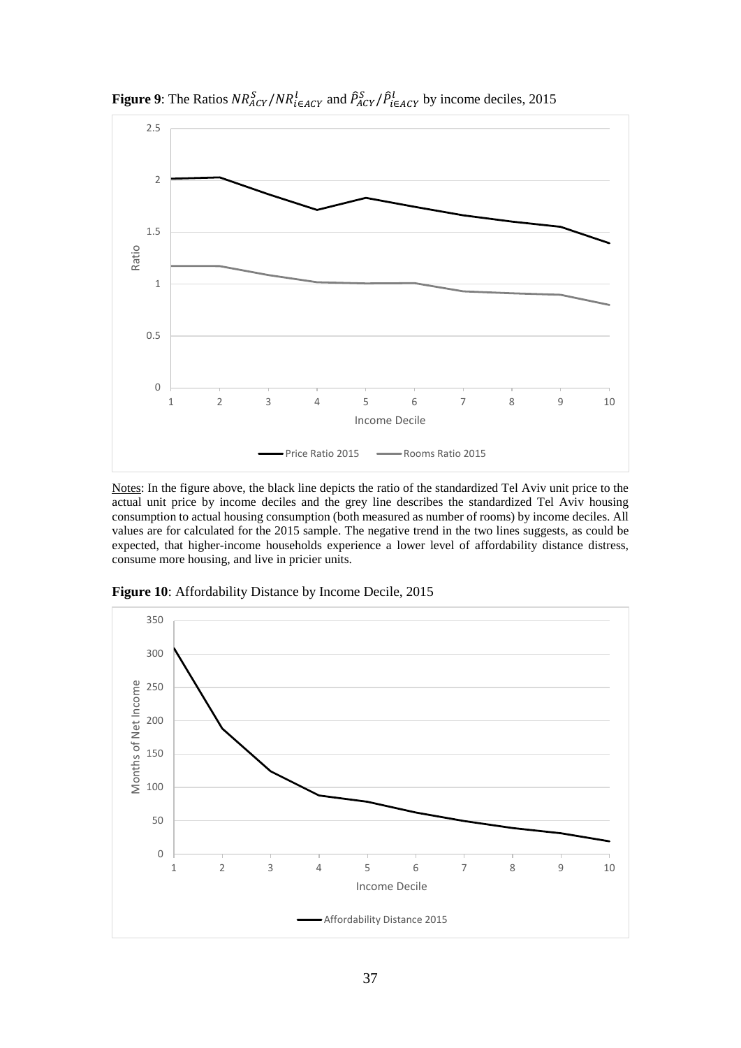**Figure 9**: The Ratios $NR^{S}_{ACY}/NR^{l}_{i\in ACY}$ and $\hat{P}^{S}_{ACY}/\hat{P}^{l}_{i\in ACY}$ by income deciles, 2015

Notes: In the figure above, the black line depicts the ratio of the standardized Tel Aviv unit price to the actual unit price by income deciles and the grey line describes the standardized Tel Aviv housing consumption to actual housing consumption (both measured as number of rooms) by income deciles. All values are for calculated for the 2015 sample. The negative trend in the two lines suggests, as could be expected, that higher-income households experience a lower level of affordability distance distress, consume more housing, and live in pricier units.

**Figure 10**: Affordability Distance by Income Decile, 2015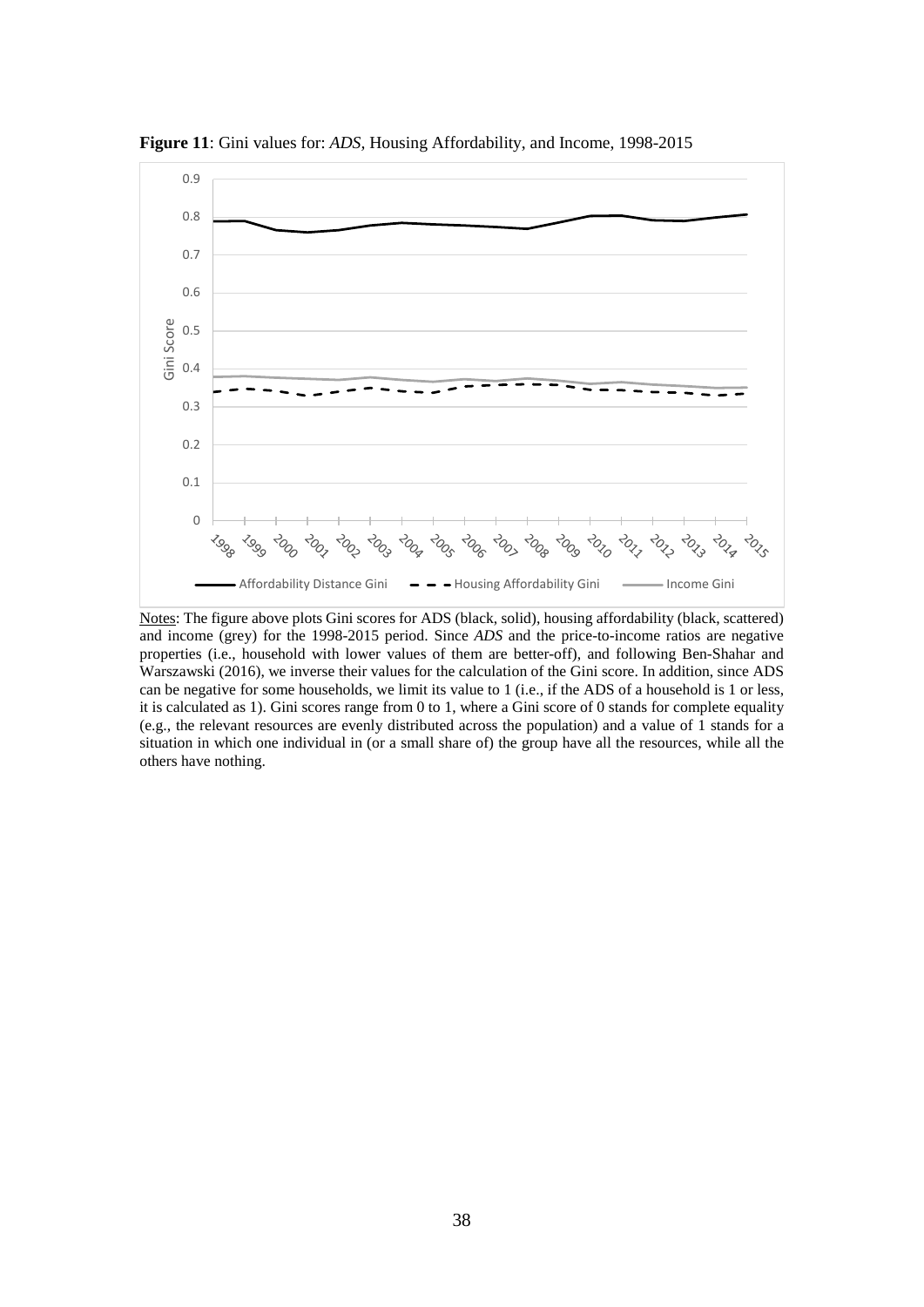**Figure 11**: Gini values for: *ADS*, Housing Affordability, and Income, 1998-2015

Notes: The figure above plots Gini scores for ADS (black, solid), housing affordability (black, scattered) and income (grey) for the 1998-2015 period. Since *ADS* and the price-to-income ratios are negative properties (i.e., household with lower values of them are better-off), and following Ben-Shahar and Warszawski (2016), we inverse their values for the calculation of the Gini score. In addition, since ADS can be negative for some households, we limit its value to 1 (i.e., if the ADS of a household is 1 or less, it is calculated as 1). Gini scores range from 0 to 1, where a Gini score of 0 stands for complete equality (e.g., the relevant resources are evenly distributed across the population) and a value of 1 stands for a situation in which one individual in (or a small share of) the group have all the resources, while all the others have nothing.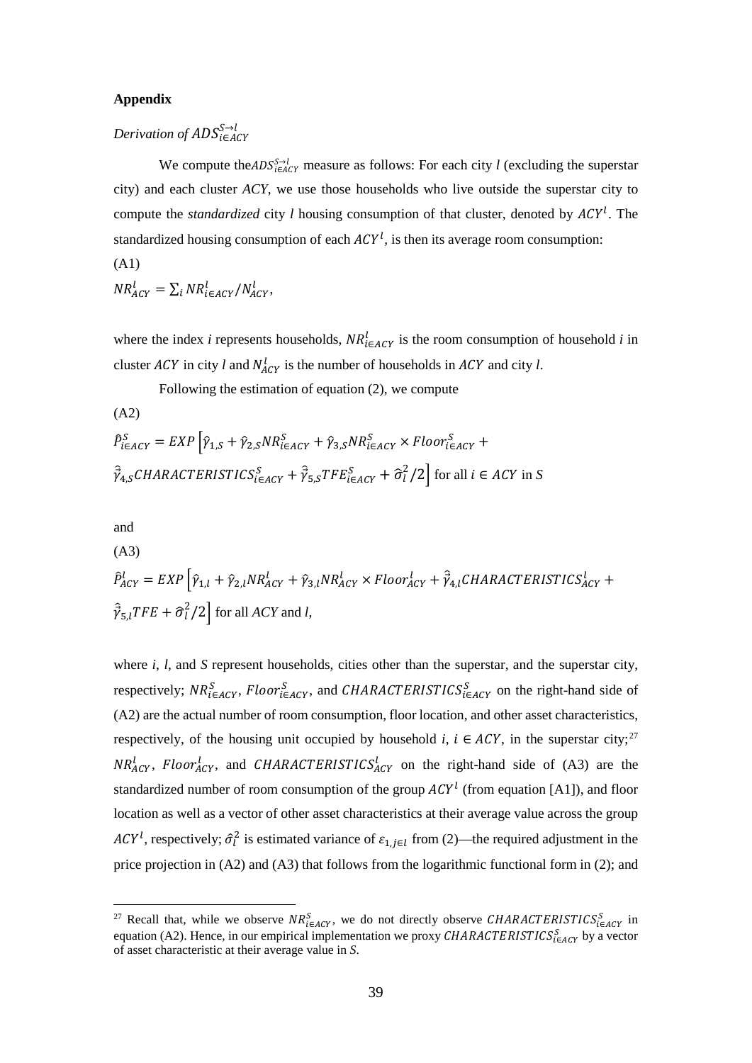**Appendix**

*Derivation of* $ADS_{i\in ACY}^{S\rightarrow l}$

We compute the $ADS_{i\in ACY}^{S\rightarrow l}$ measure as follows: For each city *l* (excluding the superstar city) and each cluster *ACY*, we use those households who live outside the superstar city to compute the *standardized* city *l* housing consumption of that cluster, denoted by $ACY^l$. The standardized housing consumption of each $ACY^l$, is then its average room consumption:

(A1)

$$NR_{ACY}^{l} = \sum_i NR_{i\in ACY}^{l} / N_{ACY}^{l},$$

where the index *i* represents households, $NR_{i\in ACY}^{l}$ is the room consumption of household *i* in cluster $ACY$ in city *l* and $N_{ACY}^{l}$ is the number of households in $ACY$ and city *l*.

Following the estimation of equation (2), we compute

(A2)

$$\hat{P}_{i\in ACY}^{S} = EXP\left[\hat{\gamma}_{1,S} + \hat{\gamma}_{2,S}NR_{i\in ACY}^{S} + \hat{\gamma}_{3,S}NR_{i\in ACY}^{S} \times Floor_{i\in ACY}^{S} + \hat{\vec{\gamma}}_{4,S}CHARACTERISTICS_{i\in ACY}^{S} + \hat{\vec{\gamma}}_{5,S}TFE_{i\in ACY}^{S} + \hat{\sigma}_{l}^{2}/2\right] \text{ for all } i \in ACY \text{ in } S$$

and

(A3)

$$\hat{P}_{ACY}^{l} = EXP\left[\hat{\gamma}_{1,l} + \hat{\gamma}_{2,l}NR_{ACY}^{l} + \hat{\gamma}_{3,l}NR_{ACY}^{l} \times Floor_{ACY}^{l} + \hat{\vec{\gamma}}_{4,l}CHARACTERISTICS_{ACY}^{l} + \hat{\vec{\gamma}}_{5,l}TFE + \hat{\sigma}_{l}^{2}/2\right] \text{ for all } ACY \text{ and } l,$$

where *i*, *l*, and *S* represent households, cities other than the superstar, and the superstar city, respectively; $NR_{i\in ACY}^{S}$, $Floor_{i\in ACY}^{S}$, and $CHARACTERISTICS_{i\in ACY}^{S}$ on the right-hand side of (A2) are the actual number of room consumption, floor location, and other asset characteristics, respectively, of the housing unit occupied by household *i*, $i \in ACY$, in the superstar city;[27] $NR_{ACY}^{l}$, $Floor_{ACY}^{l}$, and $CHARACTERISTICS_{ACY}^{l}$ on the right-hand side of (A3) are the standardized number of room consumption of the group $ACY^l$ (from equation [A1]), and floor location as well as a vector of other asset characteristics at their average value across the group $ACY^l$, respectively; $\hat{\sigma}_{l}^{2}$ is estimated variance of $\varepsilon_{1,j\in l}$ from (2)—the required adjustment in the price projection in (A2) and (A3) that follows from the logarithmic functional form in (2); and

[27] Recall that, while we observe $NR_{i\in ACY}^{S}$, we do not directly observe $CHARACTERISTICS_{i\in ACY}^{S}$ in equation (A2). Hence, in our empirical implementation we proxy $CHARACTERISTICS_{i\in ACY}^{S}$ by a vector of asset characteristic at their average value in *S*.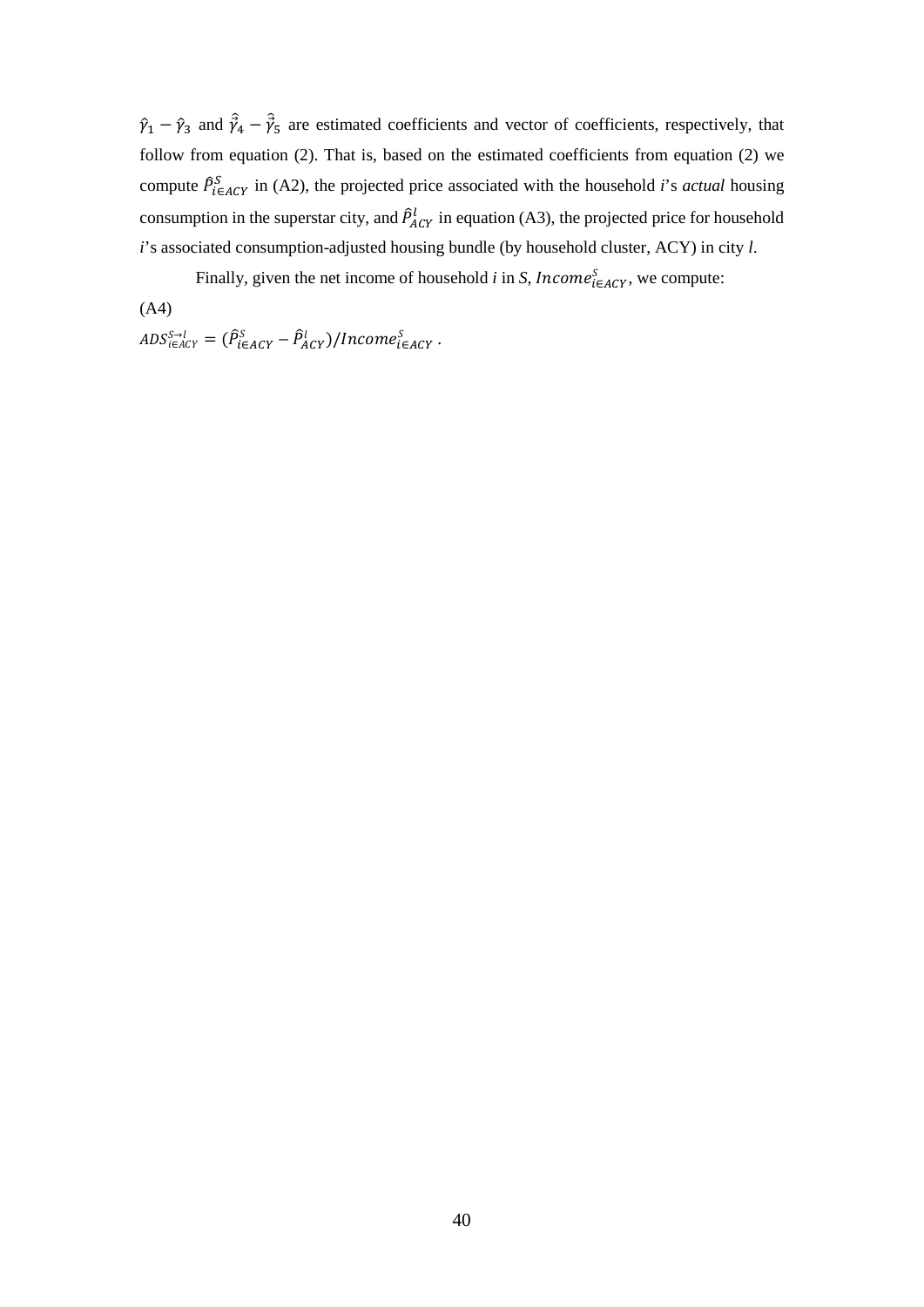$\hat{\gamma}_1 - \hat{\gamma}_3$ and $\hat{\vec{\gamma}}_4 - \hat{\vec{\gamma}}_5$ are estimated coefficients and vector of coefficients, respectively, that follow from equation (2). That is, based on the estimated coefficients from equation (2) we compute $\hat{P}^S_{i \in ACY}$ in (A2), the projected price associated with the household *i*'s *actual* housing consumption in the superstar city, and $\hat{P}^l_{ACY}$ in equation (A3), the projected price for household *i*'s associated consumption-adjusted housing bundle (by household cluster, ACY) in city *l*.

Finally, given the net income of household *i* in *S*, $Income^S_{i \in ACY}$, we compute:

(A4)

$$ADS^{S \to l}_{i \in ACY} = (\hat{P}^S_{i \in ACY} - \hat{P}^l_{ACY}) / Income^S_{i \in ACY} \, .$$